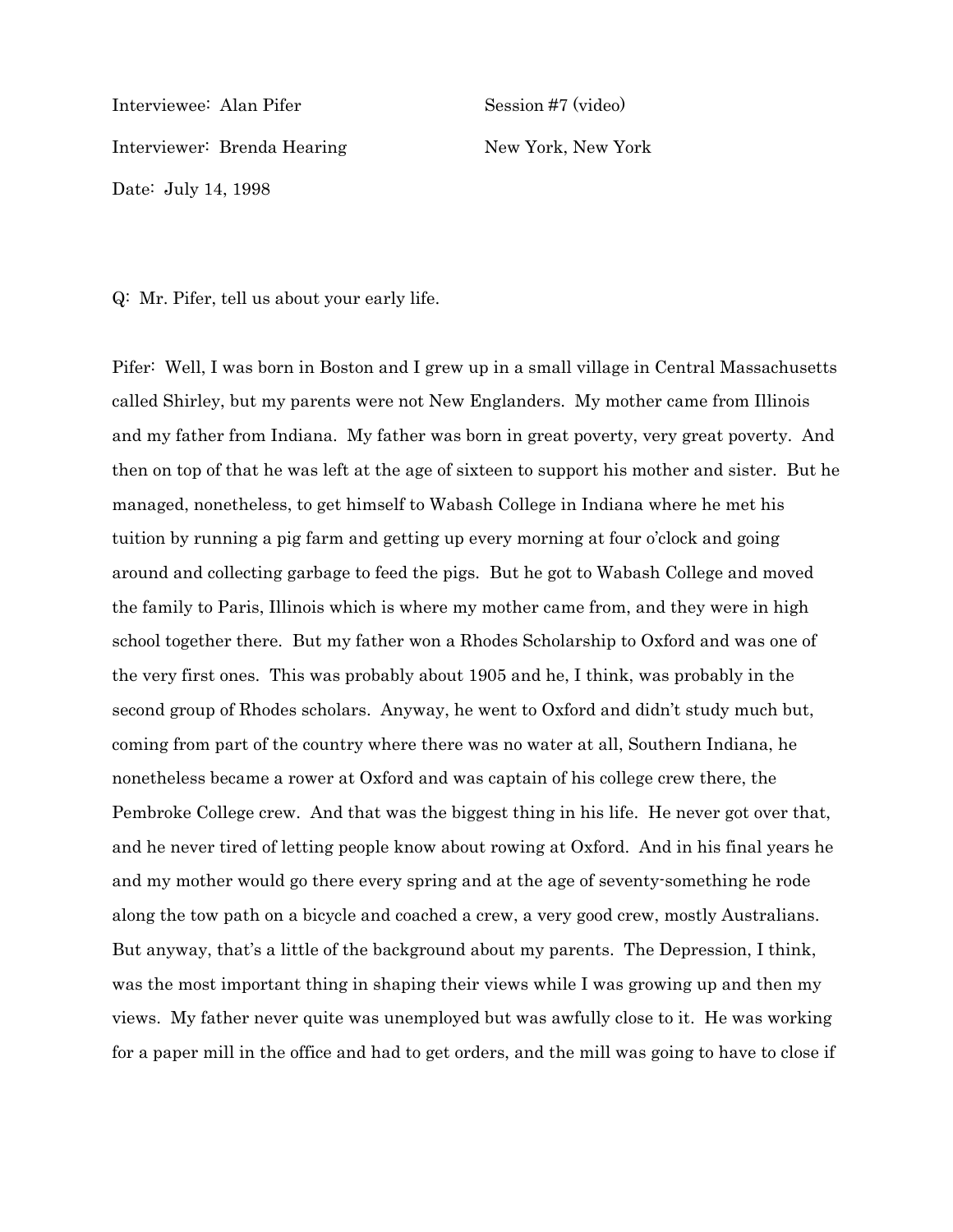Interviewee: Alan Pifer Session #7 (video)

Interviewer: Brenda Hearing New York, New York

Date: July 14, 1998

Q: Mr. Pifer, tell us about your early life.

Pifer: Well, I was born in Boston and I grew up in a small village in Central Massachusetts called Shirley, but my parents were not New Englanders. My mother came from Illinois and my father from Indiana. My father was born in great poverty, very great poverty. And then on top of that he was left at the age of sixteen to support his mother and sister. But he managed, nonetheless, to get himself to Wabash College in Indiana where he met his tuition by running a pig farm and getting up every morning at four o'clock and going around and collecting garbage to feed the pigs. But he got to Wabash College and moved the family to Paris, Illinois which is where my mother came from, and they were in high school together there. But my father won a Rhodes Scholarship to Oxford and was one of the very first ones. This was probably about 1905 and he, I think, was probably in the second group of Rhodes scholars. Anyway, he went to Oxford and didn't study much but, coming from part of the country where there was no water at all, Southern Indiana, he nonetheless became a rower at Oxford and was captain of his college crew there, the Pembroke College crew. And that was the biggest thing in his life. He never got over that, and he never tired of letting people know about rowing at Oxford. And in his final years he and my mother would go there every spring and at the age of seventy-something he rode along the tow path on a bicycle and coached a crew, a very good crew, mostly Australians. But anyway, that's a little of the background about my parents. The Depression, I think, was the most important thing in shaping their views while I was growing up and then my views. My father never quite was unemployed but was awfully close to it. He was working for a paper mill in the office and had to get orders, and the mill was going to have to close if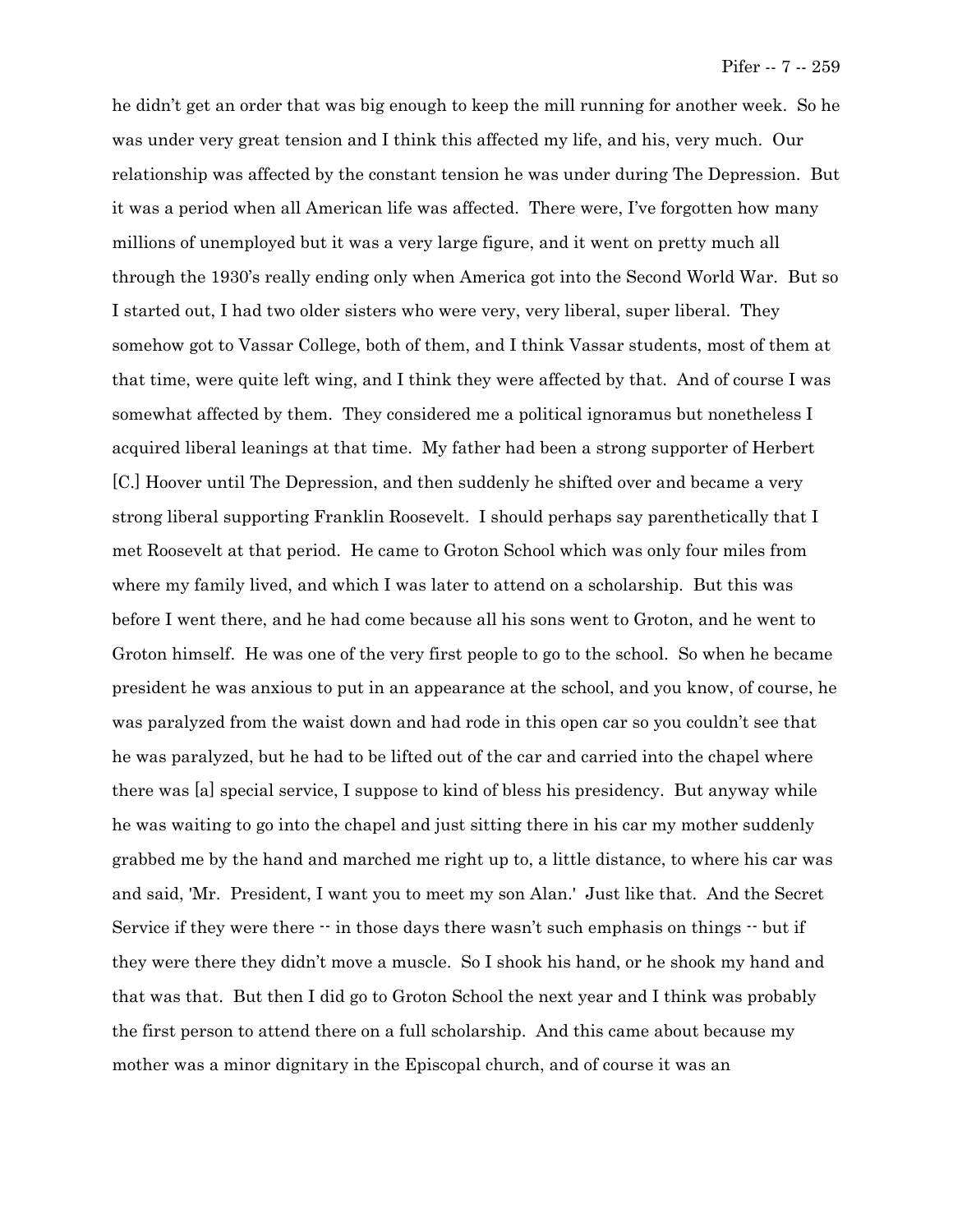he didn't get an order that was big enough to keep the mill running for another week. So he was under very great tension and I think this affected my life, and his, very much. Our relationship was affected by the constant tension he was under during The Depression. But it was a period when all American life was affected. There were, I've forgotten how many millions of unemployed but it was a very large figure, and it went on pretty much all through the 1930's really ending only when America got into the Second World War. But so I started out, I had two older sisters who were very, very liberal, super liberal. They somehow got to Vassar College, both of them, and I think Vassar students, most of them at that time, were quite left wing, and I think they were affected by that. And of course I was somewhat affected by them. They considered me a political ignoramus but nonetheless I acquired liberal leanings at that time. My father had been a strong supporter of Herbert [C.] Hoover until The Depression, and then suddenly he shifted over and became a very strong liberal supporting Franklin Roosevelt. I should perhaps say parenthetically that I met Roosevelt at that period. He came to Groton School which was only four miles from where my family lived, and which I was later to attend on a scholarship. But this was before I went there, and he had come because all his sons went to Groton, and he went to Groton himself. He was one of the very first people to go to the school. So when he became president he was anxious to put in an appearance at the school, and you know, of course, he was paralyzed from the waist down and had rode in this open car so you couldn't see that he was paralyzed, but he had to be lifted out of the car and carried into the chapel where there was [a] special service, I suppose to kind of bless his presidency. But anyway while he was waiting to go into the chapel and just sitting there in his car my mother suddenly grabbed me by the hand and marched me right up to, a little distance, to where his car was and said, 'Mr. President, I want you to meet my son Alan.' Just like that. And the Secret Service if they were there -- in those days there wasn't such emphasis on things -- but if they were there they didn't move a muscle. So I shook his hand, or he shook my hand and that was that. But then I did go to Groton School the next year and I think was probably the first person to attend there on a full scholarship. And this came about because my mother was a minor dignitary in the Episcopal church, and of course it was an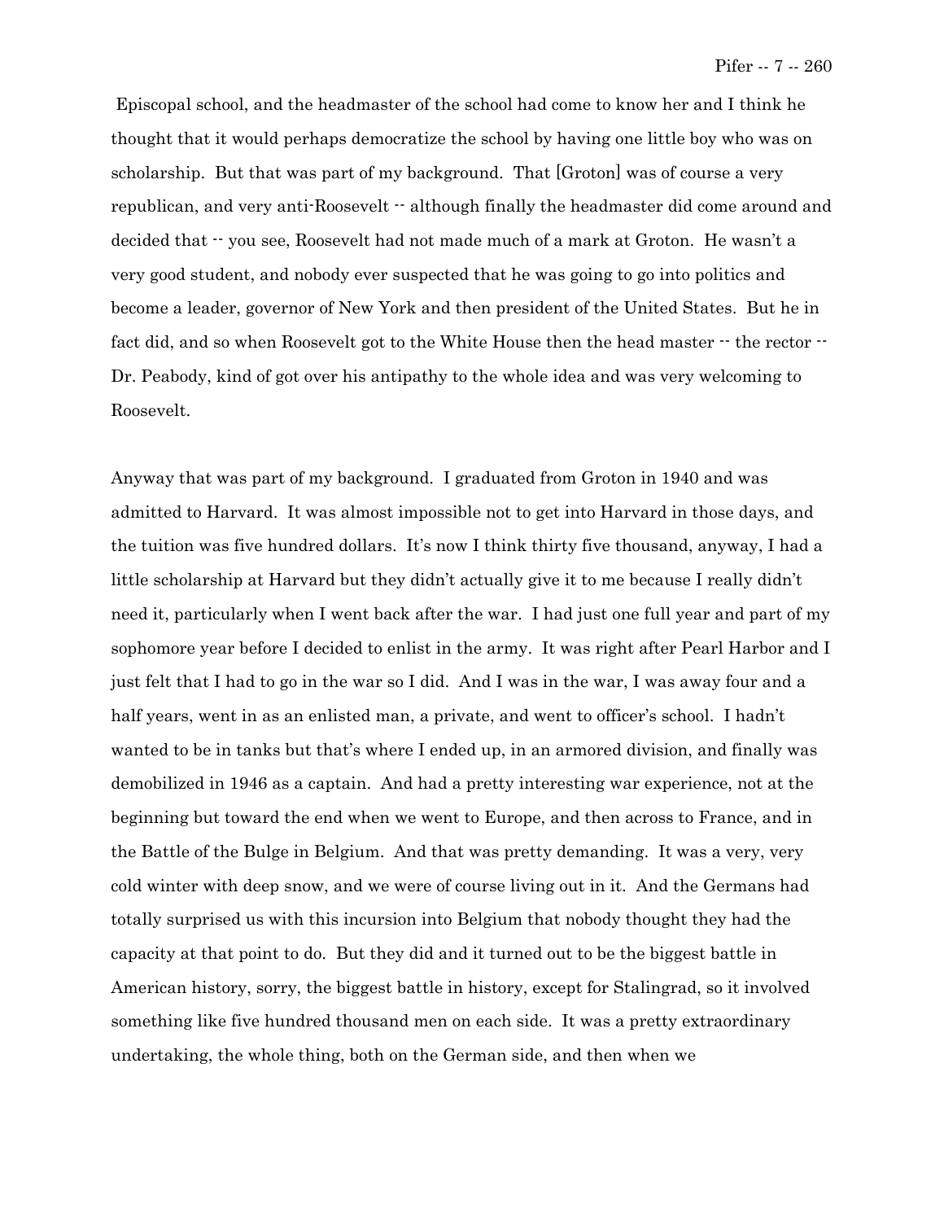Episcopal school, and the headmaster of the school had come to know her and I think he thought that it would perhaps democratize the school by having one little boy who was on scholarship. But that was part of my background. That [Groton] was of course a very republican, and very anti-Roosevelt -- although finally the headmaster did come around and decided that -- you see, Roosevelt had not made much of a mark at Groton. He wasn't a very good student, and nobody ever suspected that he was going to go into politics and become a leader, governor of New York and then president of the United States. But he in fact did, and so when Roosevelt got to the White House then the head master -- the rector -- Dr. Peabody, kind of got over his antipathy to the whole idea and was very welcoming to Roosevelt.

Anyway that was part of my background. I graduated from Groton in 1940 and was admitted to Harvard. It was almost impossible not to get into Harvard in those days, and the tuition was five hundred dollars. It's now I think thirty five thousand, anyway, I had a little scholarship at Harvard but they didn't actually give it to me because I really didn't need it, particularly when I went back after the war. I had just one full year and part of my sophomore year before I decided to enlist in the army. It was right after Pearl Harbor and I just felt that I had to go in the war so I did. And I was in the war, I was away four and a half years, went in as an enlisted man, a private, and went to officer's school. I hadn't wanted to be in tanks but that's where I ended up, in an armored division, and finally was demobilized in 1946 as a captain. And had a pretty interesting war experience, not at the beginning but toward the end when we went to Europe, and then across to France, and in the Battle of the Bulge in Belgium. And that was pretty demanding. It was a very, very cold winter with deep snow, and we were of course living out in it. And the Germans had totally surprised us with this incursion into Belgium that nobody thought they had the capacity at that point to do. But they did and it turned out to be the biggest battle in American history, sorry, the biggest battle in history, except for Stalingrad, so it involved something like five hundred thousand men on each side. It was a pretty extraordinary undertaking, the whole thing, both on the German side, and then when we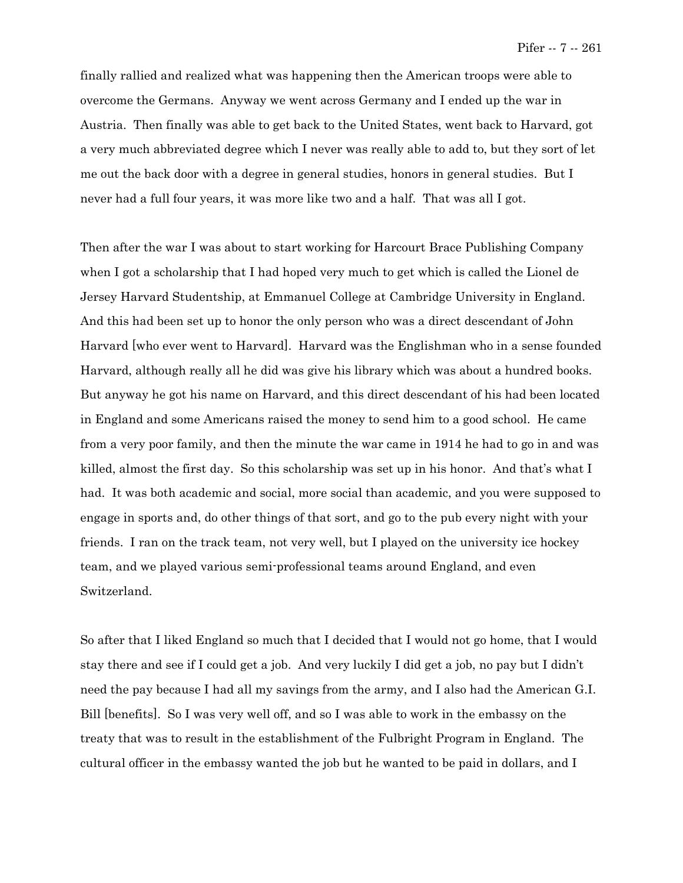finally rallied and realized what was happening then the American troops were able to overcome the Germans. Anyway we went across Germany and I ended up the war in Austria. Then finally was able to get back to the United States, went back to Harvard, got a very much abbreviated degree which I never was really able to add to, but they sort of let me out the back door with a degree in general studies, honors in general studies. But I never had a full four years, it was more like two and a half. That was all I got.

Then after the war I was about to start working for Harcourt Brace Publishing Company when I got a scholarship that I had hoped very much to get which is called the Lionel de Jersey Harvard Studentship, at Emmanuel College at Cambridge University in England. And this had been set up to honor the only person who was a direct descendant of John Harvard [who ever went to Harvard]. Harvard was the Englishman who in a sense founded Harvard, although really all he did was give his library which was about a hundred books. But anyway he got his name on Harvard, and this direct descendant of his had been located in England and some Americans raised the money to send him to a good school. He came from a very poor family, and then the minute the war came in 1914 he had to go in and was killed, almost the first day. So this scholarship was set up in his honor. And that's what I had. It was both academic and social, more social than academic, and you were supposed to engage in sports and, do other things of that sort, and go to the pub every night with your friends. I ran on the track team, not very well, but I played on the university ice hockey team, and we played various semi-professional teams around England, and even Switzerland.

So after that I liked England so much that I decided that I would not go home, that I would stay there and see if I could get a job. And very luckily I did get a job, no pay but I didn't need the pay because I had all my savings from the army, and I also had the American G.I. Bill [benefits]. So I was very well off, and so I was able to work in the embassy on the treaty that was to result in the establishment of the Fulbright Program in England. The cultural officer in the embassy wanted the job but he wanted to be paid in dollars, and I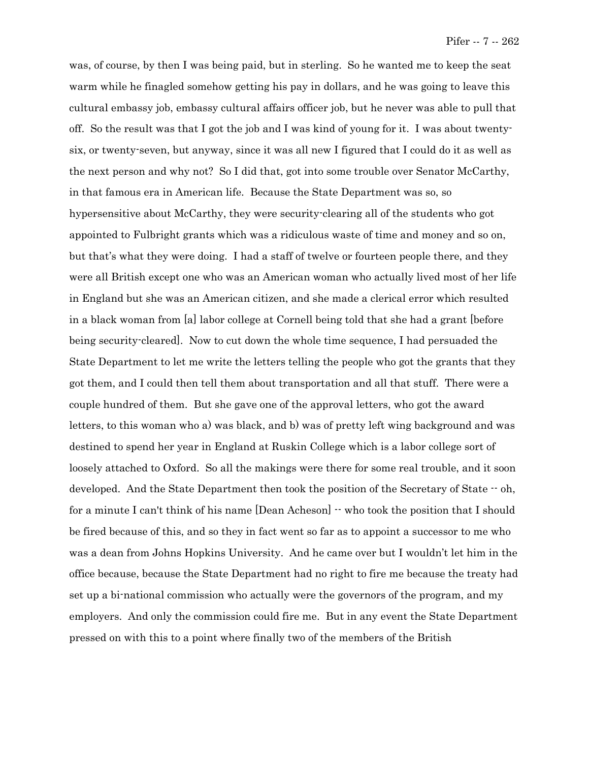was, of course, by then I was being paid, but in sterling. So he wanted me to keep the seat warm while he finagled somehow getting his pay in dollars, and he was going to leave this cultural embassy job, embassy cultural affairs officer job, but he never was able to pull that off. So the result was that I got the job and I was kind of young for it. I was about twenty-six, or twenty-seven, but anyway, since it was all new I figured that I could do it as well as the next person and why not? So I did that, got into some trouble over Senator McCarthy, in that famous era in American life. Because the State Department was so, so hypersensitive about McCarthy, they were security-clearing all of the students who got appointed to Fulbright grants which was a ridiculous waste of time and money and so on, but that's what they were doing. I had a staff of twelve or fourteen people there, and they were all British except one who was an American woman who actually lived most of her life in England but she was an American citizen, and she made a clerical error which resulted in a black woman from [a] labor college at Cornell being told that she had a grant [before being security-cleared]. Now to cut down the whole time sequence, I had persuaded the State Department to let me write the letters telling the people who got the grants that they got them, and I could then tell them about transportation and all that stuff. There were a couple hundred of them. But she gave one of the approval letters, who got the award letters, to this woman who a) was black, and b) was of pretty left wing background and was destined to spend her year in England at Ruskin College which is a labor college sort of loosely attached to Oxford. So all the makings were there for some real trouble, and it soon developed. And the State Department then took the position of the Secretary of State -- oh, for a minute I can't think of his name [Dean Acheson] -- who took the position that I should be fired because of this, and so they in fact went so far as to appoint a successor to me who was a dean from Johns Hopkins University. And he came over but I wouldn't let him in the office because, because the State Department had no right to fire me because the treaty had set up a bi-national commission who actually were the governors of the program, and my employers. And only the commission could fire me. But in any event the State Department pressed on with this to a point where finally two of the members of the British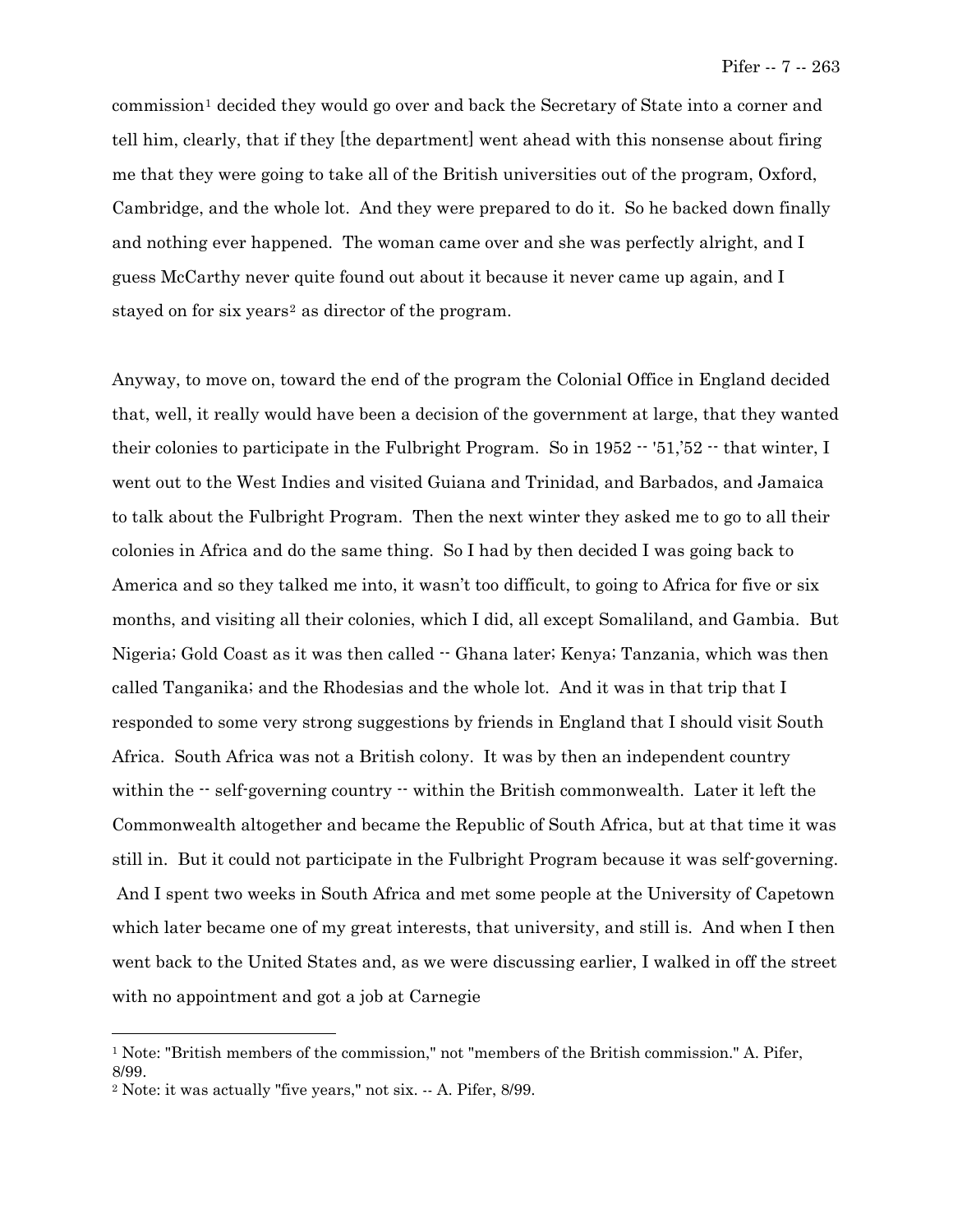commission[1] decided they would go over and back the Secretary of State into a corner and tell him, clearly, that if they [the department] went ahead with this nonsense about firing me that they were going to take all of the British universities out of the program, Oxford, Cambridge, and the whole lot. And they were prepared to do it. So he backed down finally and nothing ever happened. The woman came over and she was perfectly alright, and I guess McCarthy never quite found out about it because it never came up again, and I stayed on for six years[2] as director of the program.

Anyway, to move on, toward the end of the program the Colonial Office in England decided that, well, it really would have been a decision of the government at large, that they wanted their colonies to participate in the Fulbright Program. So in 1952 -- '51,'52 -- that winter, I went out to the West Indies and visited Guiana and Trinidad, and Barbados, and Jamaica to talk about the Fulbright Program. Then the next winter they asked me to go to all their colonies in Africa and do the same thing. So I had by then decided I was going back to America and so they talked me into, it wasn't too difficult, to going to Africa for five or six months, and visiting all their colonies, which I did, all except Somaliland, and Gambia. But Nigeria; Gold Coast as it was then called -- Ghana later; Kenya; Tanzania, which was then called Tanganika; and the Rhodesias and the whole lot. And it was in that trip that I responded to some very strong suggestions by friends in England that I should visit South Africa. South Africa was not a British colony. It was by then an independent country within the -- self-governing country -- within the British commonwealth. Later it left the Commonwealth altogether and became the Republic of South Africa, but at that time it was still in. But it could not participate in the Fulbright Program because it was self-governing. And I spent two weeks in South Africa and met some people at the University of Capetown which later became one of my great interests, that university, and still is. And when I then went back to the United States and, as we were discussing earlier, I walked in off the street with no appointment and got a job at Carnegie

[1] Note: "British members of the commission," not "members of the British commission." A. Pifer, 8/99.

[2] Note: it was actually "five years," not six. -- A. Pifer, 8/99.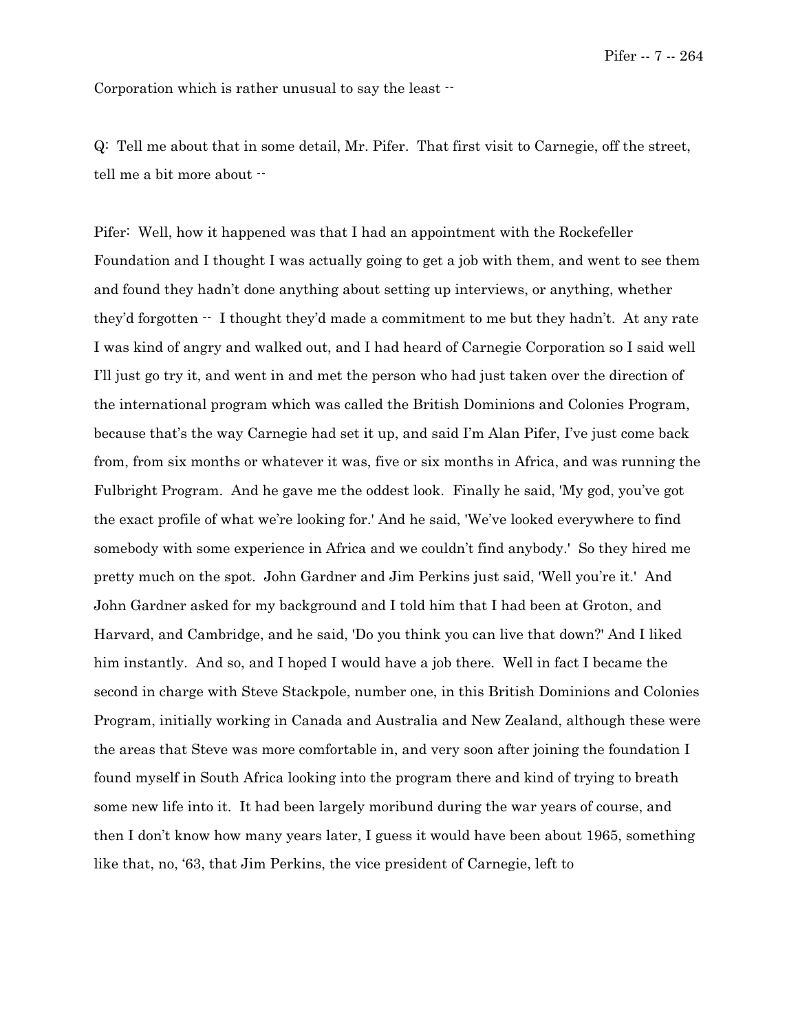Corporation which is rather unusual to say the least --

Q: Tell me about that in some detail, Mr. Pifer. That first visit to Carnegie, off the street, tell me a bit more about --

Pifer: Well, how it happened was that I had an appointment with the Rockefeller Foundation and I thought I was actually going to get a job with them, and went to see them and found they hadn't done anything about setting up interviews, or anything, whether they'd forgotten -- I thought they'd made a commitment to me but they hadn't. At any rate I was kind of angry and walked out, and I had heard of Carnegie Corporation so I said well I'll just go try it, and went in and met the person who had just taken over the direction of the international program which was called the British Dominions and Colonies Program, because that's the way Carnegie had set it up, and said I'm Alan Pifer, I've just come back from, from six months or whatever it was, five or six months in Africa, and was running the Fulbright Program. And he gave me the oddest look. Finally he said, 'My god, you've got the exact profile of what we're looking for.' And he said, 'We've looked everywhere to find somebody with some experience in Africa and we couldn't find anybody.' So they hired me pretty much on the spot. John Gardner and Jim Perkins just said, 'Well you're it.' And John Gardner asked for my background and I told him that I had been at Groton, and Harvard, and Cambridge, and he said, 'Do you think you can live that down?' And I liked him instantly. And so, and I hoped I would have a job there. Well in fact I became the second in charge with Steve Stackpole, number one, in this British Dominions and Colonies Program, initially working in Canada and Australia and New Zealand, although these were the areas that Steve was more comfortable in, and very soon after joining the foundation I found myself in South Africa looking into the program there and kind of trying to breath some new life into it. It had been largely moribund during the war years of course, and then I don't know how many years later, I guess it would have been about 1965, something like that, no, '63, that Jim Perkins, the vice president of Carnegie, left to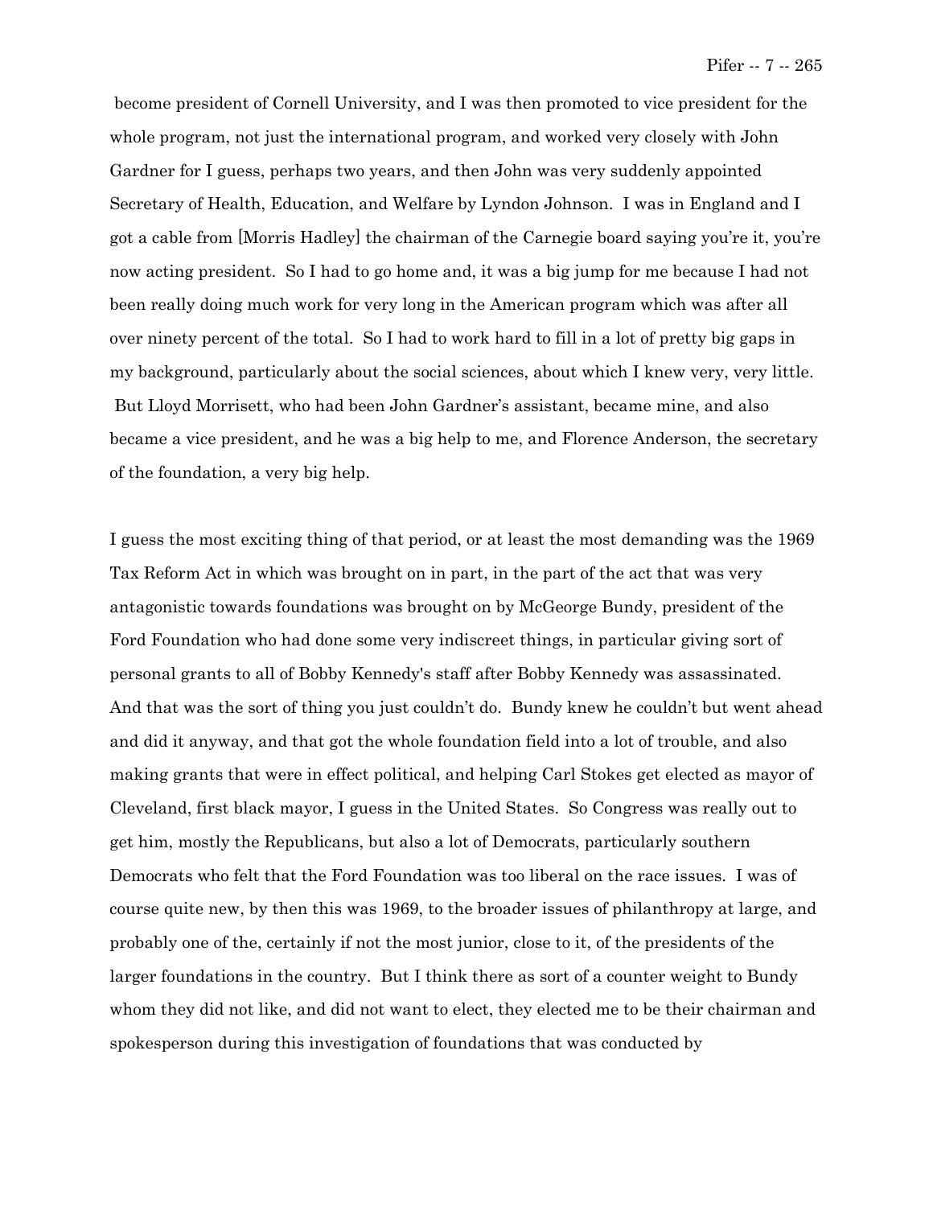become president of Cornell University, and I was then promoted to vice president for the whole program, not just the international program, and worked very closely with John Gardner for I guess, perhaps two years, and then John was very suddenly appointed Secretary of Health, Education, and Welfare by Lyndon Johnson. I was in England and I got a cable from [Morris Hadley] the chairman of the Carnegie board saying you're it, you're now acting president. So I had to go home and, it was a big jump for me because I had not been really doing much work for very long in the American program which was after all over ninety percent of the total. So I had to work hard to fill in a lot of pretty big gaps in my background, particularly about the social sciences, about which I knew very, very little. But Lloyd Morrisett, who had been John Gardner's assistant, became mine, and also became a vice president, and he was a big help to me, and Florence Anderson, the secretary of the foundation, a very big help.

I guess the most exciting thing of that period, or at least the most demanding was the 1969 Tax Reform Act in which was brought on in part, in the part of the act that was very antagonistic towards foundations was brought on by McGeorge Bundy, president of the Ford Foundation who had done some very indiscreet things, in particular giving sort of personal grants to all of Bobby Kennedy's staff after Bobby Kennedy was assassinated. And that was the sort of thing you just couldn't do. Bundy knew he couldn't but went ahead and did it anyway, and that got the whole foundation field into a lot of trouble, and also making grants that were in effect political, and helping Carl Stokes get elected as mayor of Cleveland, first black mayor, I guess in the United States. So Congress was really out to get him, mostly the Republicans, but also a lot of Democrats, particularly southern Democrats who felt that the Ford Foundation was too liberal on the race issues. I was of course quite new, by then this was 1969, to the broader issues of philanthropy at large, and probably one of the, certainly if not the most junior, close to it, of the presidents of the larger foundations in the country. But I think there as sort of a counter weight to Bundy whom they did not like, and did not want to elect, they elected me to be their chairman and spokesperson during this investigation of foundations that was conducted by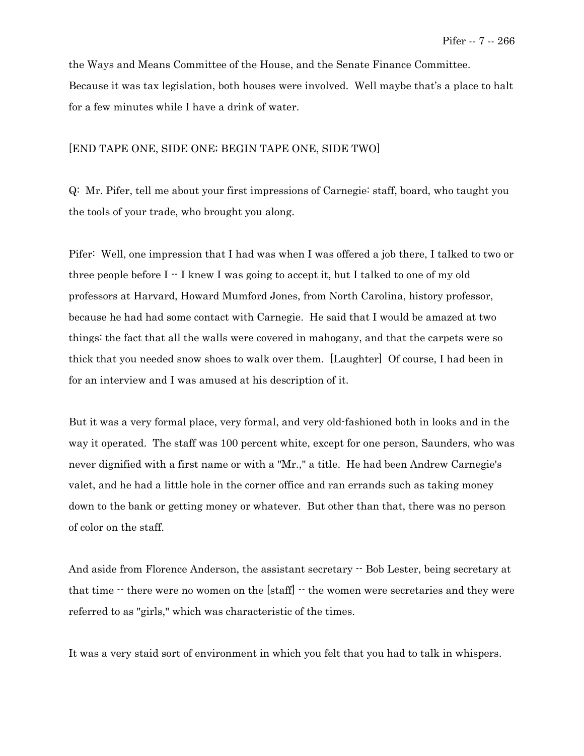the Ways and Means Committee of the House, and the Senate Finance Committee. Because it was tax legislation, both houses were involved. Well maybe that's a place to halt for a few minutes while I have a drink of water.

[END TAPE ONE, SIDE ONE; BEGIN TAPE ONE, SIDE TWO]

Q: Mr. Pifer, tell me about your first impressions of Carnegie: staff, board, who taught you the tools of your trade, who brought you along.

Pifer: Well, one impression that I had was when I was offered a job there, I talked to two or three people before I -- I knew I was going to accept it, but I talked to one of my old professors at Harvard, Howard Mumford Jones, from North Carolina, history professor, because he had had some contact with Carnegie. He said that I would be amazed at two things: the fact that all the walls were covered in mahogany, and that the carpets were so thick that you needed snow shoes to walk over them. [Laughter] Of course, I had been in for an interview and I was amused at his description of it.

But it was a very formal place, very formal, and very old-fashioned both in looks and in the way it operated. The staff was 100 percent white, except for one person, Saunders, who was never dignified with a first name or with a "Mr.," a title. He had been Andrew Carnegie's valet, and he had a little hole in the corner office and ran errands such as taking money down to the bank or getting money or whatever. But other than that, there was no person of color on the staff.

And aside from Florence Anderson, the assistant secretary -- Bob Lester, being secretary at that time -- there were no women on the [staff] -- the women were secretaries and they were referred to as "girls," which was characteristic of the times.

It was a very staid sort of environment in which you felt that you had to talk in whispers.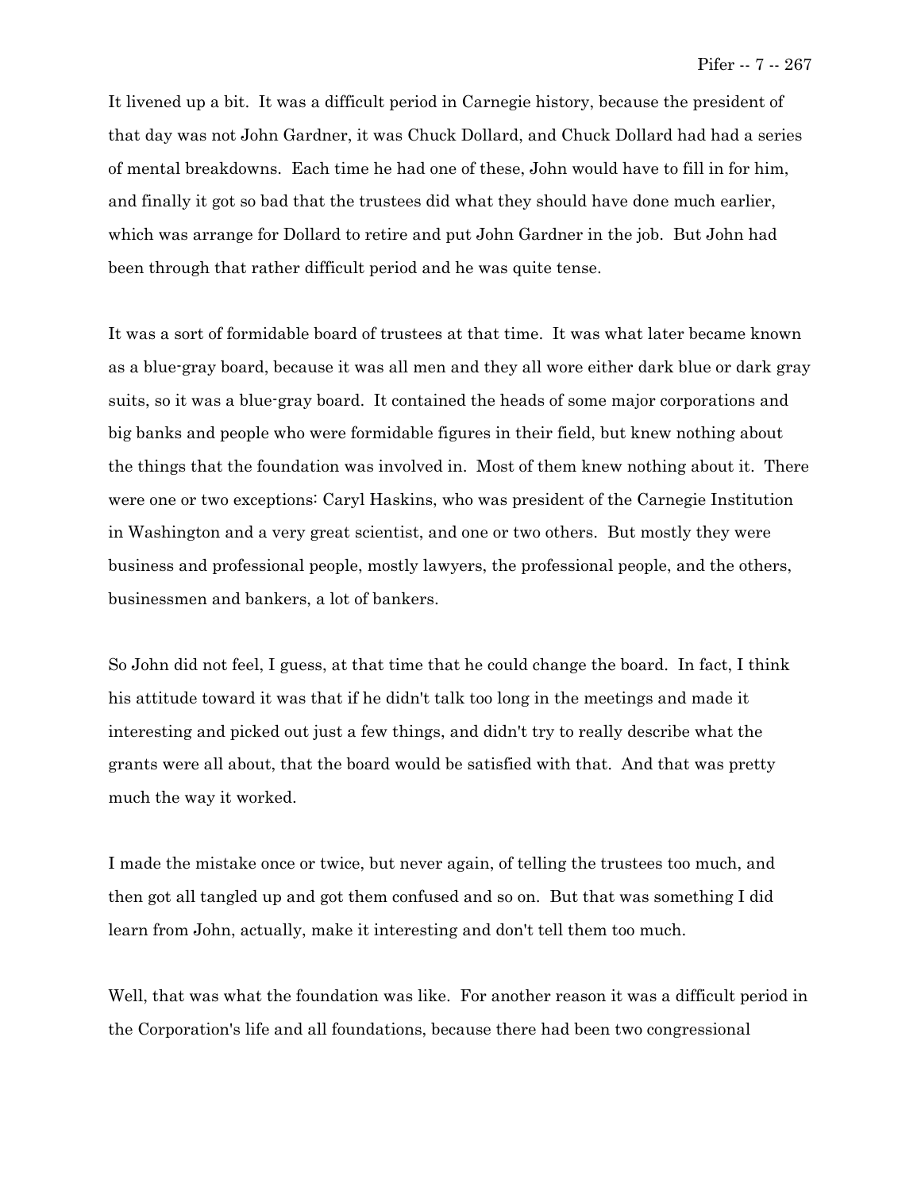It livened up a bit. It was a difficult period in Carnegie history, because the president of that day was not John Gardner, it was Chuck Dollard, and Chuck Dollard had had a series of mental breakdowns. Each time he had one of these, John would have to fill in for him, and finally it got so bad that the trustees did what they should have done much earlier, which was arrange for Dollard to retire and put John Gardner in the job. But John had been through that rather difficult period and he was quite tense.

It was a sort of formidable board of trustees at that time. It was what later became known as a blue-gray board, because it was all men and they all wore either dark blue or dark gray suits, so it was a blue-gray board. It contained the heads of some major corporations and big banks and people who were formidable figures in their field, but knew nothing about the things that the foundation was involved in. Most of them knew nothing about it. There were one or two exceptions: Caryl Haskins, who was president of the Carnegie Institution in Washington and a very great scientist, and one or two others. But mostly they were business and professional people, mostly lawyers, the professional people, and the others, businessmen and bankers, a lot of bankers.

So John did not feel, I guess, at that time that he could change the board. In fact, I think his attitude toward it was that if he didn't talk too long in the meetings and made it interesting and picked out just a few things, and didn't try to really describe what the grants were all about, that the board would be satisfied with that. And that was pretty much the way it worked.

I made the mistake once or twice, but never again, of telling the trustees too much, and then got all tangled up and got them confused and so on. But that was something I did learn from John, actually, make it interesting and don't tell them too much.

Well, that was what the foundation was like. For another reason it was a difficult period in the Corporation's life and all foundations, because there had been two congressional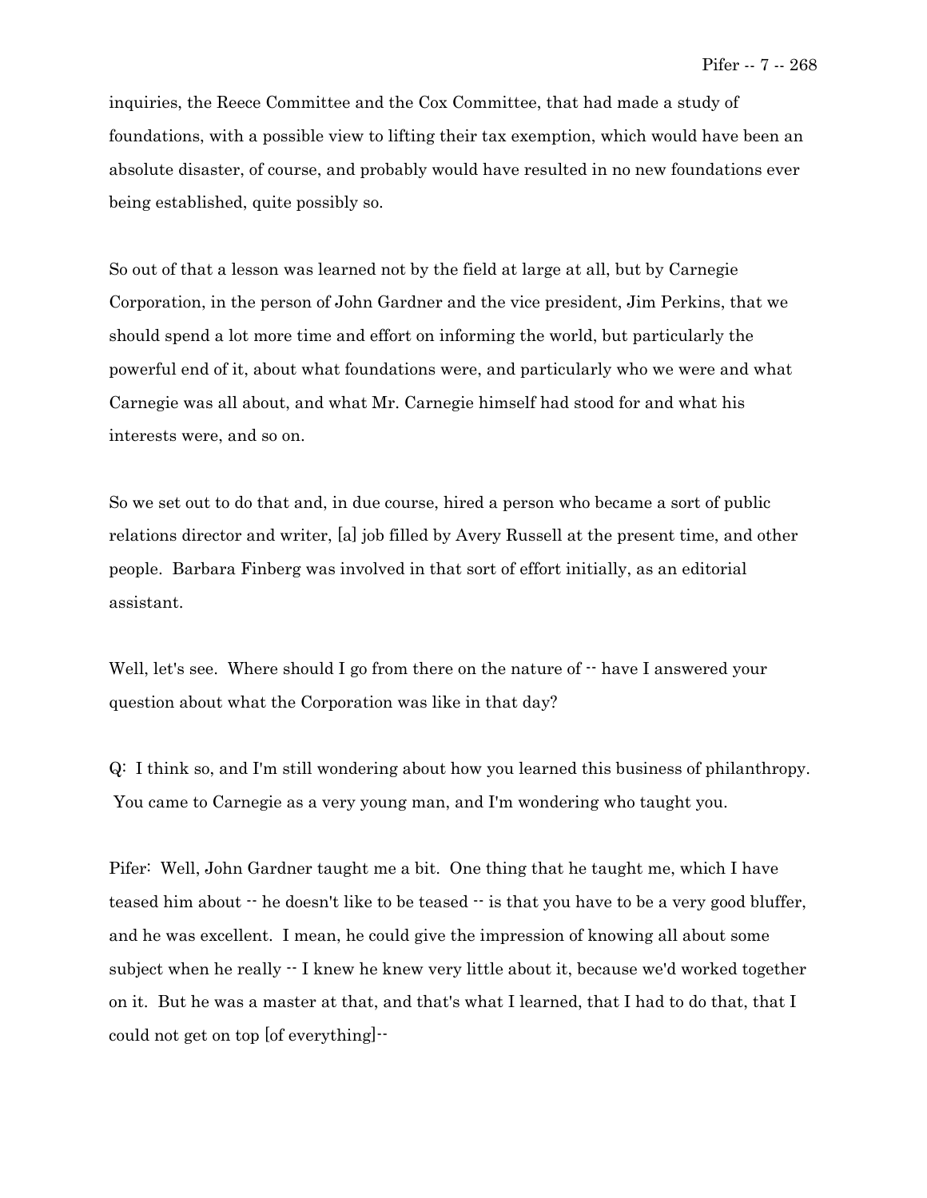inquiries, the Reece Committee and the Cox Committee, that had made a study of foundations, with a possible view to lifting their tax exemption, which would have been an absolute disaster, of course, and probably would have resulted in no new foundations ever being established, quite possibly so.

So out of that a lesson was learned not by the field at large at all, but by Carnegie Corporation, in the person of John Gardner and the vice president, Jim Perkins, that we should spend a lot more time and effort on informing the world, but particularly the powerful end of it, about what foundations were, and particularly who we were and what Carnegie was all about, and what Mr. Carnegie himself had stood for and what his interests were, and so on.

So we set out to do that and, in due course, hired a person who became a sort of public relations director and writer, [a] job filled by Avery Russell at the present time, and other people. Barbara Finberg was involved in that sort of effort initially, as an editorial assistant.

Well, let's see. Where should I go from there on the nature of -- have I answered your question about what the Corporation was like in that day?

Q: I think so, and I'm still wondering about how you learned this business of philanthropy. You came to Carnegie as a very young man, and I'm wondering who taught you.

Pifer: Well, John Gardner taught me a bit. One thing that he taught me, which I have teased him about -- he doesn't like to be teased -- is that you have to be a very good bluffer, and he was excellent. I mean, he could give the impression of knowing all about some subject when he really -- I knew he knew very little about it, because we'd worked together on it. But he was a master at that, and that's what I learned, that I had to do that, that I could not get on top [of everything]--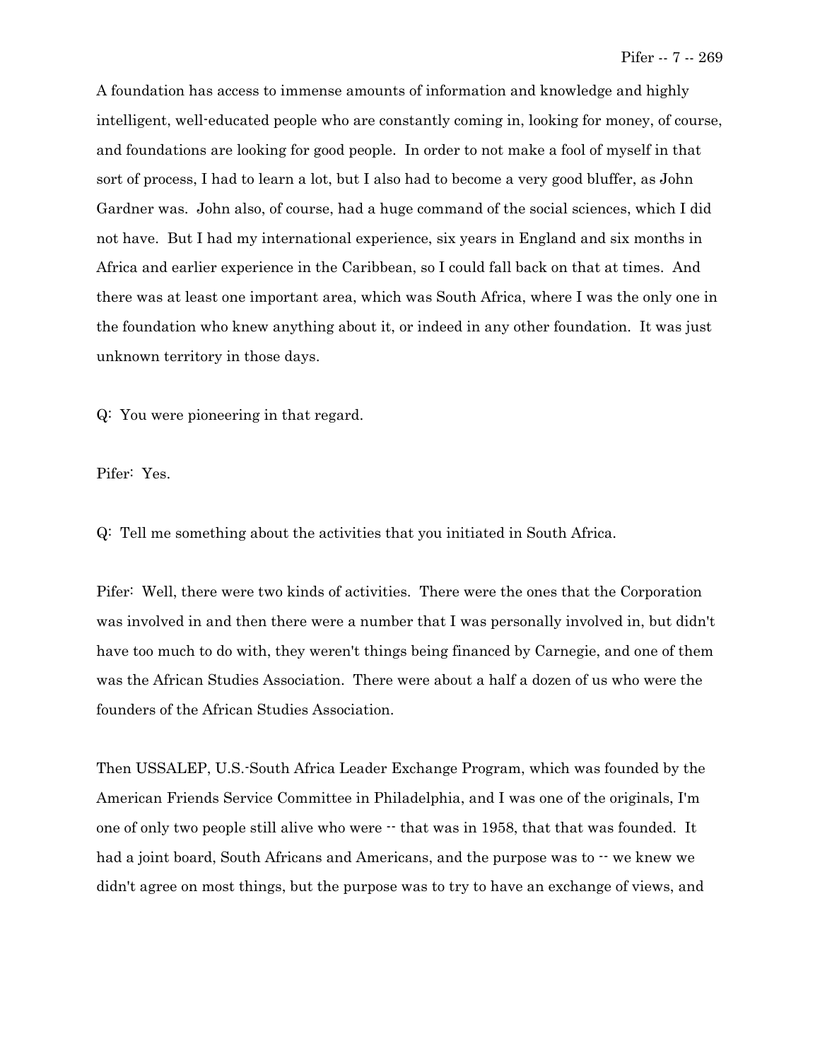A foundation has access to immense amounts of information and knowledge and highly intelligent, well-educated people who are constantly coming in, looking for money, of course, and foundations are looking for good people. In order to not make a fool of myself in that sort of process, I had to learn a lot, but I also had to become a very good bluffer, as John Gardner was. John also, of course, had a huge command of the social sciences, which I did not have. But I had my international experience, six years in England and six months in Africa and earlier experience in the Caribbean, so I could fall back on that at times. And there was at least one important area, which was South Africa, where I was the only one in the foundation who knew anything about it, or indeed in any other foundation. It was just unknown territory in those days.

Q: You were pioneering in that regard.

Pifer: Yes.

Q: Tell me something about the activities that you initiated in South Africa.

Pifer: Well, there were two kinds of activities. There were the ones that the Corporation was involved in and then there were a number that I was personally involved in, but didn't have too much to do with, they weren't things being financed by Carnegie, and one of them was the African Studies Association. There were about a half a dozen of us who were the founders of the African Studies Association.

Then USSALEP, U.S.-South Africa Leader Exchange Program, which was founded by the American Friends Service Committee in Philadelphia, and I was one of the originals, I'm one of only two people still alive who were -- that was in 1958, that that was founded. It had a joint board, South Africans and Americans, and the purpose was to -- we knew we didn't agree on most things, but the purpose was to try to have an exchange of views, and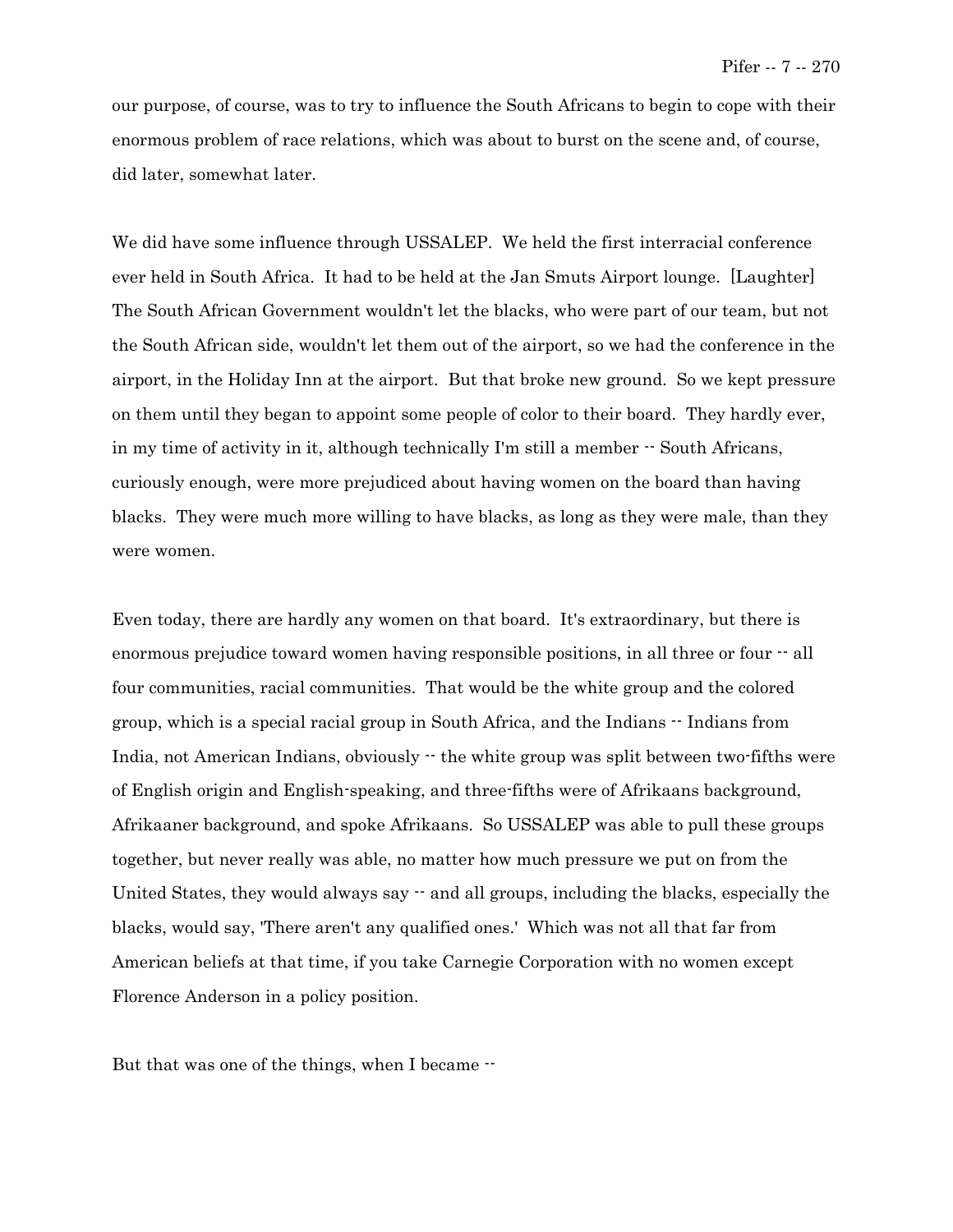our purpose, of course, was to try to influence the South Africans to begin to cope with their enormous problem of race relations, which was about to burst on the scene and, of course, did later, somewhat later.

We did have some influence through USSALEP. We held the first interracial conference ever held in South Africa. It had to be held at the Jan Smuts Airport lounge. [Laughter] The South African Government wouldn't let the blacks, who were part of our team, but not the South African side, wouldn't let them out of the airport, so we had the conference in the airport, in the Holiday Inn at the airport. But that broke new ground. So we kept pressure on them until they began to appoint some people of color to their board. They hardly ever, in my time of activity in it, although technically I'm still a member -- South Africans, curiously enough, were more prejudiced about having women on the board than having blacks. They were much more willing to have blacks, as long as they were male, than they were women.

Even today, there are hardly any women on that board. It's extraordinary, but there is enormous prejudice toward women having responsible positions, in all three or four -- all four communities, racial communities. That would be the white group and the colored group, which is a special racial group in South Africa, and the Indians -- Indians from India, not American Indians, obviously -- the white group was split between two-fifths were of English origin and English-speaking, and three-fifths were of Afrikaans background, Afrikaaner background, and spoke Afrikaans. So USSALEP was able to pull these groups together, but never really was able, no matter how much pressure we put on from the United States, they would always say -- and all groups, including the blacks, especially the blacks, would say, 'There aren't any qualified ones.' Which was not all that far from American beliefs at that time, if you take Carnegie Corporation with no women except Florence Anderson in a policy position.

But that was one of the things, when I became --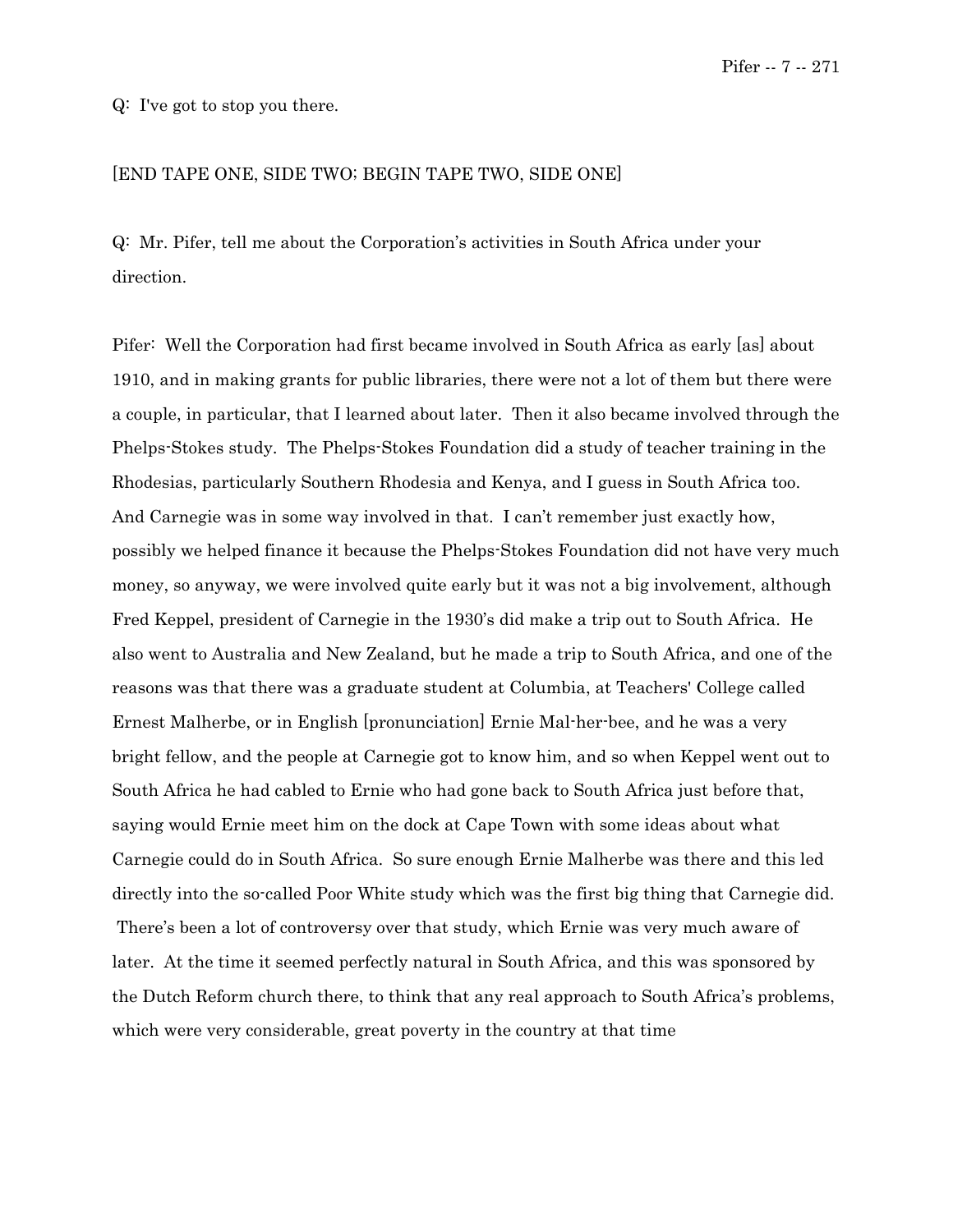Q: I've got to stop you there.

[END TAPE ONE, SIDE TWO; BEGIN TAPE TWO, SIDE ONE]

Q: Mr. Pifer, tell me about the Corporation's activities in South Africa under your direction.

Pifer: Well the Corporation had first became involved in South Africa as early [as] about 1910, and in making grants for public libraries, there were not a lot of them but there were a couple, in particular, that I learned about later. Then it also became involved through the Phelps-Stokes study. The Phelps-Stokes Foundation did a study of teacher training in the Rhodesias, particularly Southern Rhodesia and Kenya, and I guess in South Africa too. And Carnegie was in some way involved in that. I can't remember just exactly how, possibly we helped finance it because the Phelps-Stokes Foundation did not have very much money, so anyway, we were involved quite early but it was not a big involvement, although Fred Keppel, president of Carnegie in the 1930's did make a trip out to South Africa. He also went to Australia and New Zealand, but he made a trip to South Africa, and one of the reasons was that there was a graduate student at Columbia, at Teachers' College called Ernest Malherbe, or in English [pronunciation] Ernie Mal-her-bee, and he was a very bright fellow, and the people at Carnegie got to know him, and so when Keppel went out to South Africa he had cabled to Ernie who had gone back to South Africa just before that, saying would Ernie meet him on the dock at Cape Town with some ideas about what Carnegie could do in South Africa. So sure enough Ernie Malherbe was there and this led directly into the so-called Poor White study which was the first big thing that Carnegie did. There's been a lot of controversy over that study, which Ernie was very much aware of later. At the time it seemed perfectly natural in South Africa, and this was sponsored by the Dutch Reform church there, to think that any real approach to South Africa's problems, which were very considerable, great poverty in the country at that time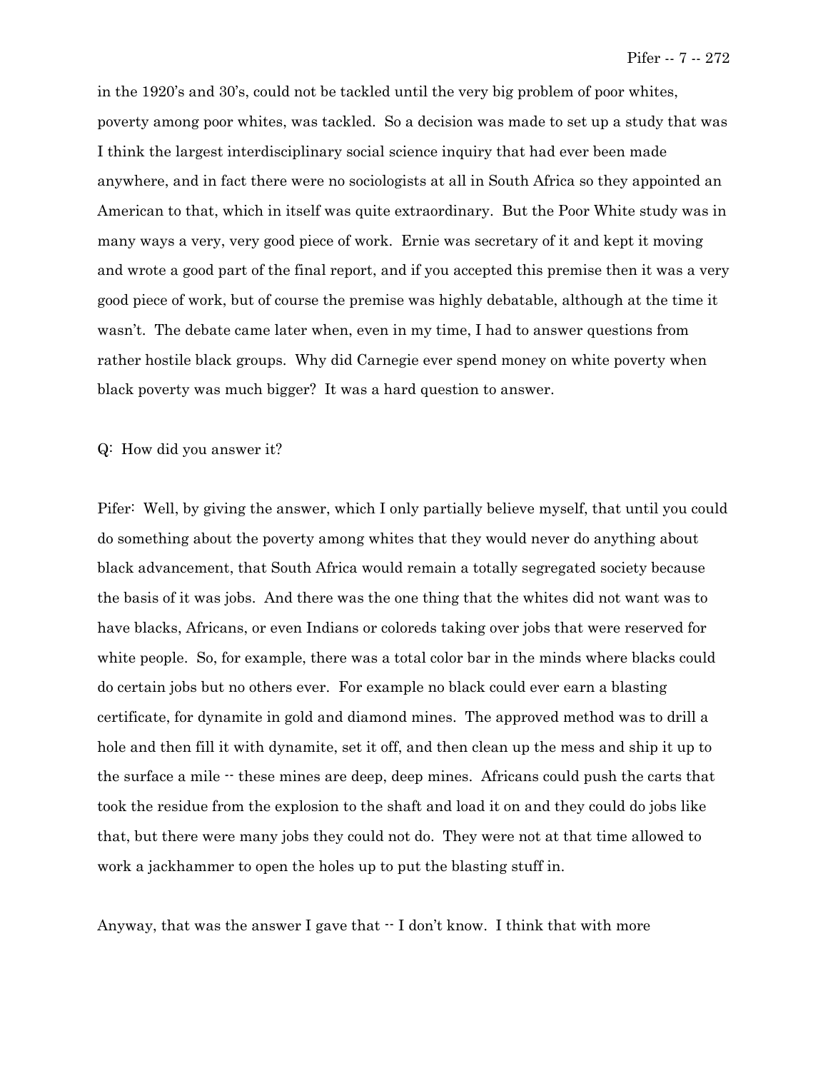in the 1920's and 30's, could not be tackled until the very big problem of poor whites, poverty among poor whites, was tackled. So a decision was made to set up a study that was I think the largest interdisciplinary social science inquiry that had ever been made anywhere, and in fact there were no sociologists at all in South Africa so they appointed an American to that, which in itself was quite extraordinary. But the Poor White study was in many ways a very, very good piece of work. Ernie was secretary of it and kept it moving and wrote a good part of the final report, and if you accepted this premise then it was a very good piece of work, but of course the premise was highly debatable, although at the time it wasn't. The debate came later when, even in my time, I had to answer questions from rather hostile black groups. Why did Carnegie ever spend money on white poverty when black poverty was much bigger? It was a hard question to answer.

Q: How did you answer it?

Pifer: Well, by giving the answer, which I only partially believe myself, that until you could do something about the poverty among whites that they would never do anything about black advancement, that South Africa would remain a totally segregated society because the basis of it was jobs. And there was the one thing that the whites did not want was to have blacks, Africans, or even Indians or coloreds taking over jobs that were reserved for white people. So, for example, there was a total color bar in the minds where blacks could do certain jobs but no others ever. For example no black could ever earn a blasting certificate, for dynamite in gold and diamond mines. The approved method was to drill a hole and then fill it with dynamite, set it off, and then clean up the mess and ship it up to the surface a mile -- these mines are deep, deep mines. Africans could push the carts that took the residue from the explosion to the shaft and load it on and they could do jobs like that, but there were many jobs they could not do. They were not at that time allowed to work a jackhammer to open the holes up to put the blasting stuff in.

Anyway, that was the answer I gave that -- I don't know. I think that with more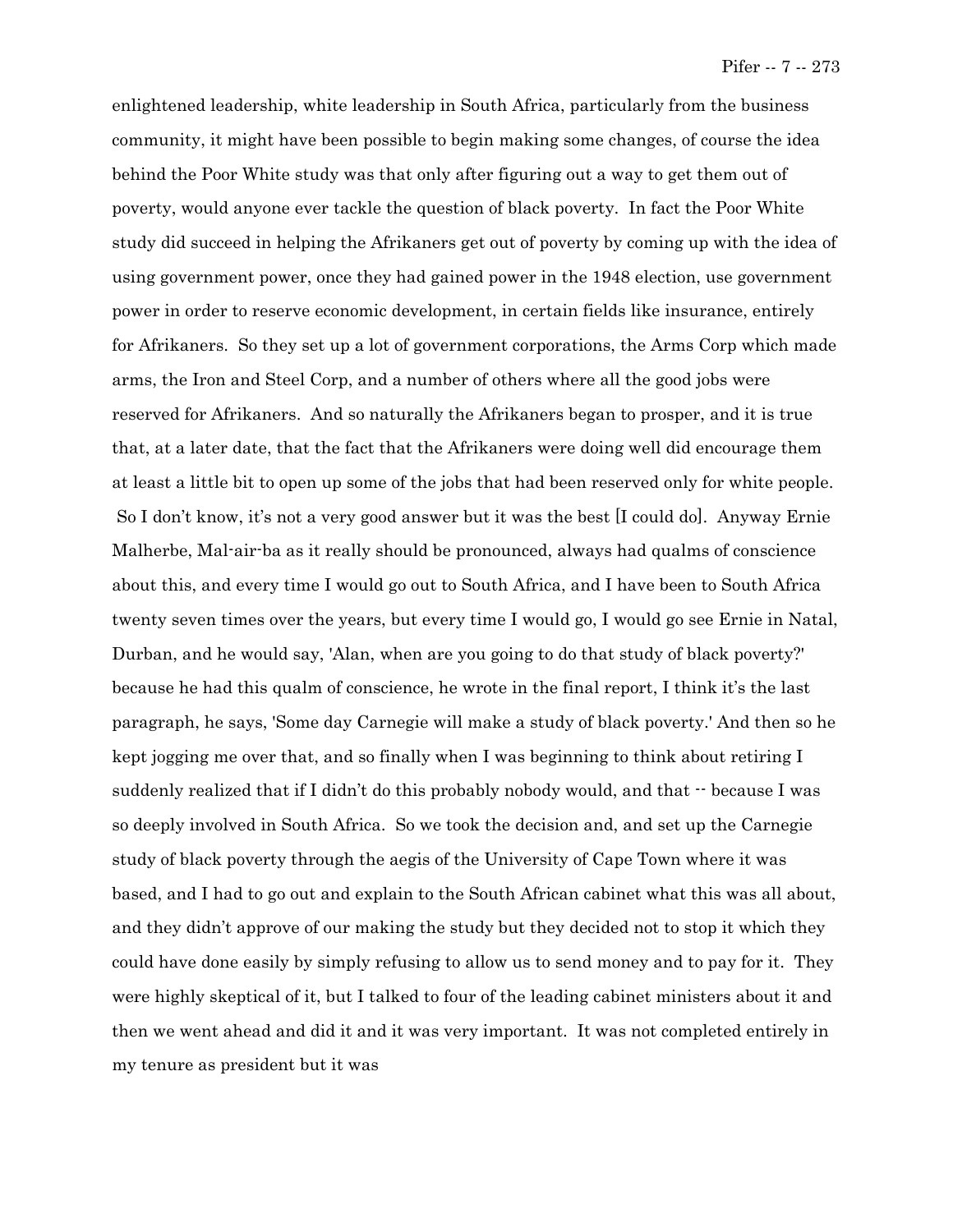enlightened leadership, white leadership in South Africa, particularly from the business community, it might have been possible to begin making some changes, of course the idea behind the Poor White study was that only after figuring out a way to get them out of poverty, would anyone ever tackle the question of black poverty. In fact the Poor White study did succeed in helping the Afrikaners get out of poverty by coming up with the idea of using government power, once they had gained power in the 1948 election, use government power in order to reserve economic development, in certain fields like insurance, entirely for Afrikaners. So they set up a lot of government corporations, the Arms Corp which made arms, the Iron and Steel Corp, and a number of others where all the good jobs were reserved for Afrikaners. And so naturally the Afrikaners began to prosper, and it is true that, at a later date, that the fact that the Afrikaners were doing well did encourage them at least a little bit to open up some of the jobs that had been reserved only for white people. So I don't know, it's not a very good answer but it was the best [I could do]. Anyway Ernie Malherbe, Mal-air-ba as it really should be pronounced, always had qualms of conscience about this, and every time I would go out to South Africa, and I have been to South Africa twenty seven times over the years, but every time I would go, I would go see Ernie in Natal, Durban, and he would say, 'Alan, when are you going to do that study of black poverty?' because he had this qualm of conscience, he wrote in the final report, I think it's the last paragraph, he says, 'Some day Carnegie will make a study of black poverty.' And then so he kept jogging me over that, and so finally when I was beginning to think about retiring I suddenly realized that if I didn't do this probably nobody would, and that -- because I was so deeply involved in South Africa. So we took the decision and, and set up the Carnegie study of black poverty through the aegis of the University of Cape Town where it was based, and I had to go out and explain to the South African cabinet what this was all about, and they didn't approve of our making the study but they decided not to stop it which they could have done easily by simply refusing to allow us to send money and to pay for it. They were highly skeptical of it, but I talked to four of the leading cabinet ministers about it and then we went ahead and did it and it was very important. It was not completed entirely in my tenure as president but it was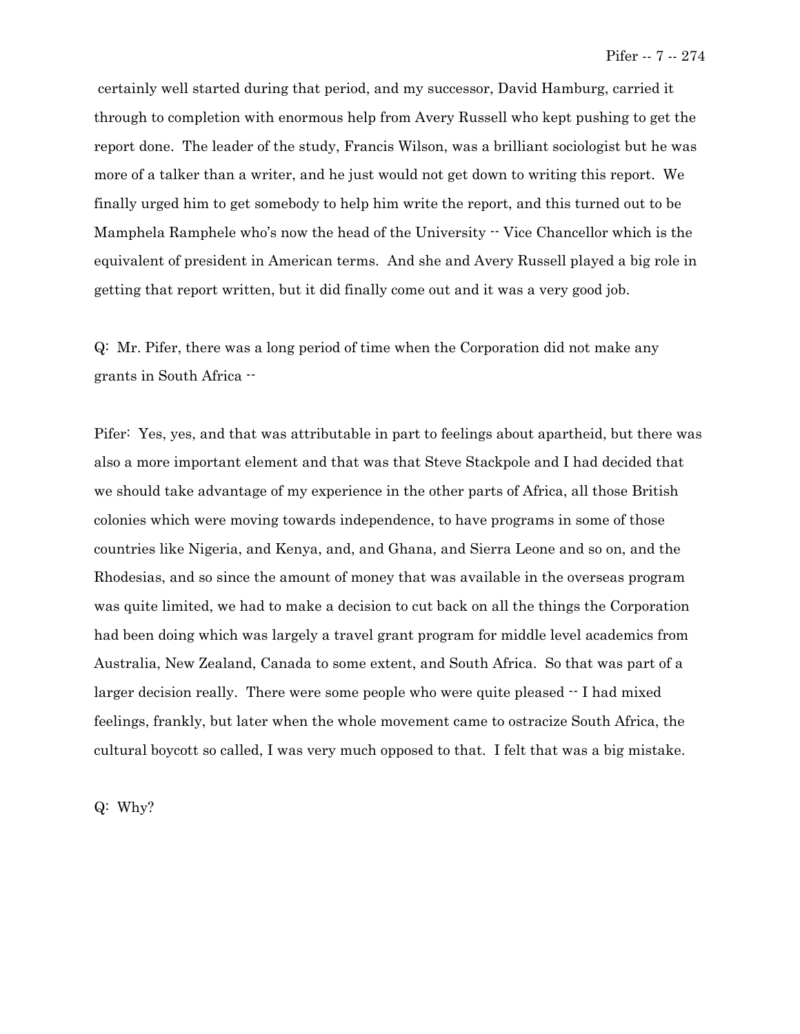certainly well started during that period, and my successor, David Hamburg, carried it through to completion with enormous help from Avery Russell who kept pushing to get the report done. The leader of the study, Francis Wilson, was a brilliant sociologist but he was more of a talker than a writer, and he just would not get down to writing this report. We finally urged him to get somebody to help him write the report, and this turned out to be Mamphela Ramphele who's now the head of the University -- Vice Chancellor which is the equivalent of president in American terms. And she and Avery Russell played a big role in getting that report written, but it did finally come out and it was a very good job.

Q: Mr. Pifer, there was a long period of time when the Corporation did not make any grants in South Africa --

Pifer: Yes, yes, and that was attributable in part to feelings about apartheid, but there was also a more important element and that was that Steve Stackpole and I had decided that we should take advantage of my experience in the other parts of Africa, all those British colonies which were moving towards independence, to have programs in some of those countries like Nigeria, and Kenya, and, and Ghana, and Sierra Leone and so on, and the Rhodesias, and so since the amount of money that was available in the overseas program was quite limited, we had to make a decision to cut back on all the things the Corporation had been doing which was largely a travel grant program for middle level academics from Australia, New Zealand, Canada to some extent, and South Africa. So that was part of a larger decision really. There were some people who were quite pleased -- I had mixed feelings, frankly, but later when the whole movement came to ostracize South Africa, the cultural boycott so called, I was very much opposed to that. I felt that was a big mistake.

Q: Why?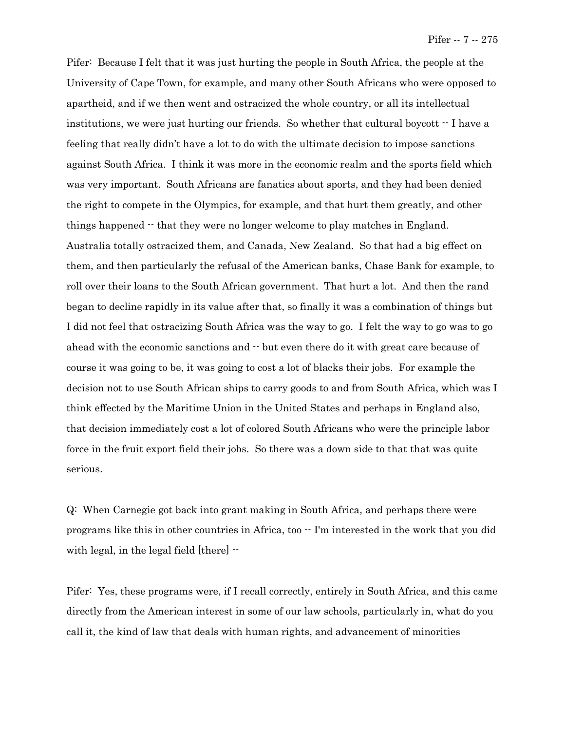Pifer: Because I felt that it was just hurting the people in South Africa, the people at the University of Cape Town, for example, and many other South Africans who were opposed to apartheid, and if we then went and ostracized the whole country, or all its intellectual institutions, we were just hurting our friends. So whether that cultural boycott -- I have a feeling that really didn't have a lot to do with the ultimate decision to impose sanctions against South Africa. I think it was more in the economic realm and the sports field which was very important. South Africans are fanatics about sports, and they had been denied the right to compete in the Olympics, for example, and that hurt them greatly, and other things happened -- that they were no longer welcome to play matches in England. Australia totally ostracized them, and Canada, New Zealand. So that had a big effect on them, and then particularly the refusal of the American banks, Chase Bank for example, to roll over their loans to the South African government. That hurt a lot. And then the rand began to decline rapidly in its value after that, so finally it was a combination of things but I did not feel that ostracizing South Africa was the way to go. I felt the way to go was to go ahead with the economic sanctions and -- but even there do it with great care because of course it was going to be, it was going to cost a lot of blacks their jobs. For example the decision not to use South African ships to carry goods to and from South Africa, which was I think effected by the Maritime Union in the United States and perhaps in England also, that decision immediately cost a lot of colored South Africans who were the principle labor force in the fruit export field their jobs. So there was a down side to that that was quite serious.

Q: When Carnegie got back into grant making in South Africa, and perhaps there were programs like this in other countries in Africa, too -- I'm interested in the work that you did with legal, in the legal field [there] --

Pifer: Yes, these programs were, if I recall correctly, entirely in South Africa, and this came directly from the American interest in some of our law schools, particularly in, what do you call it, the kind of law that deals with human rights, and advancement of minorities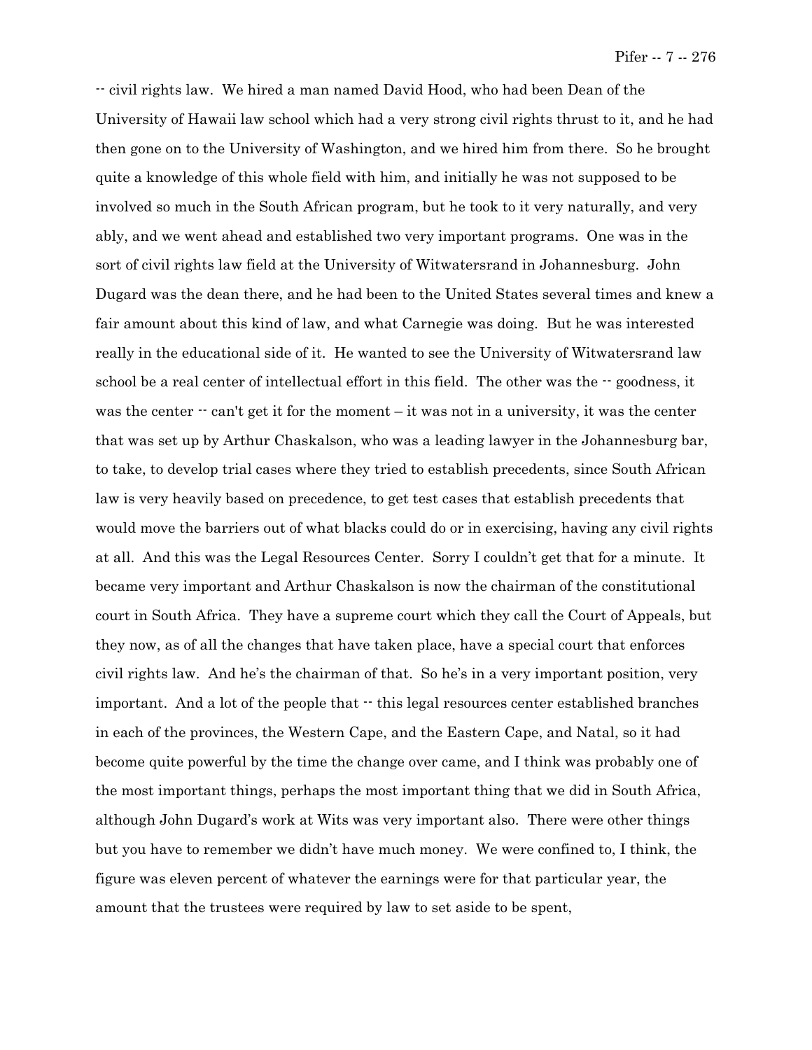-- civil rights law. We hired a man named David Hood, who had been Dean of the University of Hawaii law school which had a very strong civil rights thrust to it, and he had then gone on to the University of Washington, and we hired him from there. So he brought quite a knowledge of this whole field with him, and initially he was not supposed to be involved so much in the South African program, but he took to it very naturally, and very ably, and we went ahead and established two very important programs. One was in the sort of civil rights law field at the University of Witwatersrand in Johannesburg. John Dugard was the dean there, and he had been to the United States several times and knew a fair amount about this kind of law, and what Carnegie was doing. But he was interested really in the educational side of it. He wanted to see the University of Witwatersrand law school be a real center of intellectual effort in this field. The other was the -- goodness, it was the center -- can't get it for the moment – it was not in a university, it was the center that was set up by Arthur Chaskalson, who was a leading lawyer in the Johannesburg bar, to take, to develop trial cases where they tried to establish precedents, since South African law is very heavily based on precedence, to get test cases that establish precedents that would move the barriers out of what blacks could do or in exercising, having any civil rights at all. And this was the Legal Resources Center. Sorry I couldn't get that for a minute. It became very important and Arthur Chaskalson is now the chairman of the constitutional court in South Africa. They have a supreme court which they call the Court of Appeals, but they now, as of all the changes that have taken place, have a special court that enforces civil rights law. And he's the chairman of that. So he's in a very important position, very important. And a lot of the people that -- this legal resources center established branches in each of the provinces, the Western Cape, and the Eastern Cape, and Natal, so it had become quite powerful by the time the change over came, and I think was probably one of the most important things, perhaps the most important thing that we did in South Africa, although John Dugard's work at Wits was very important also. There were other things but you have to remember we didn't have much money. We were confined to, I think, the figure was eleven percent of whatever the earnings were for that particular year, the amount that the trustees were required by law to set aside to be spent,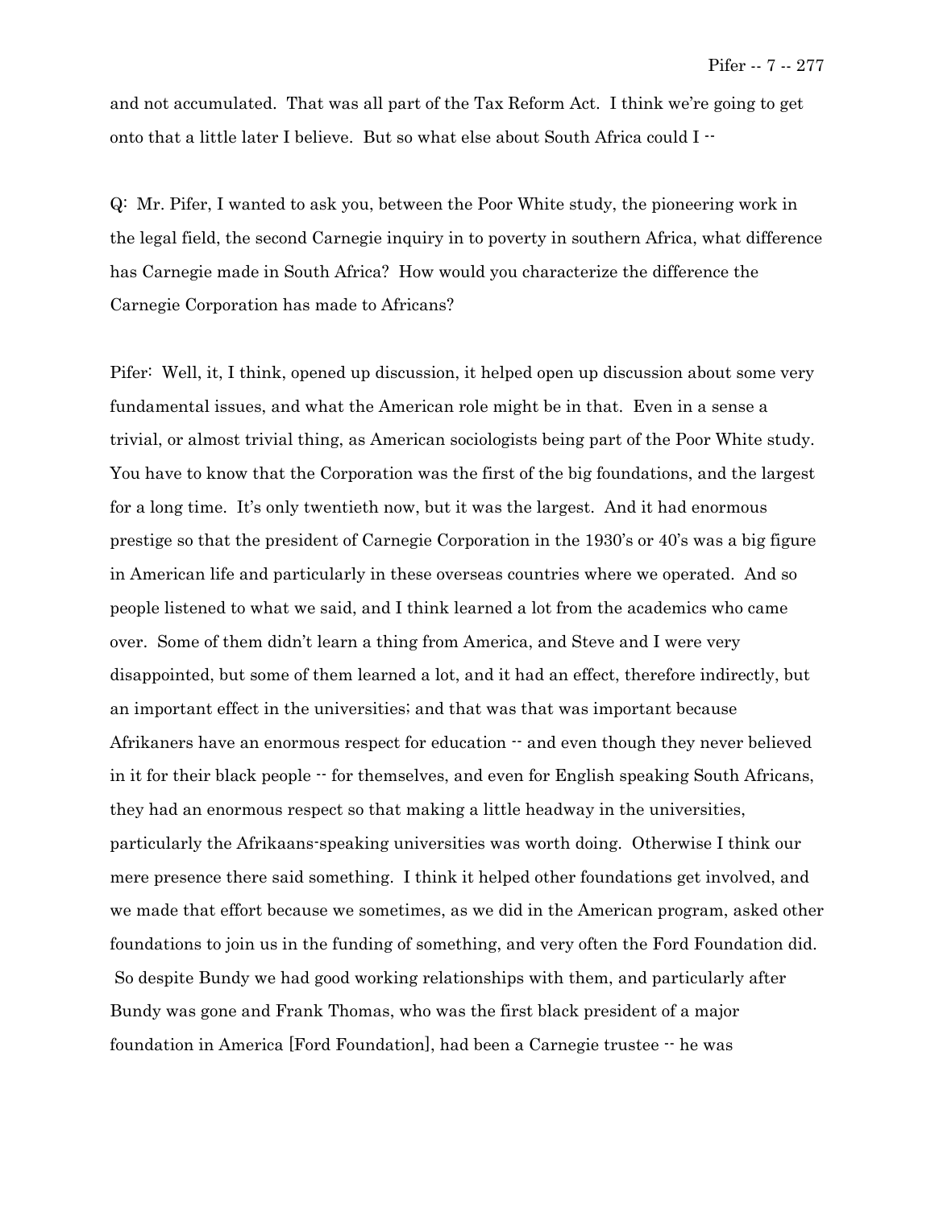and not accumulated. That was all part of the Tax Reform Act. I think we're going to get onto that a little later I believe. But so what else about South Africa could I --

Q: Mr. Pifer, I wanted to ask you, between the Poor White study, the pioneering work in the legal field, the second Carnegie inquiry in to poverty in southern Africa, what difference has Carnegie made in South Africa? How would you characterize the difference the Carnegie Corporation has made to Africans?

Pifer: Well, it, I think, opened up discussion, it helped open up discussion about some very fundamental issues, and what the American role might be in that. Even in a sense a trivial, or almost trivial thing, as American sociologists being part of the Poor White study. You have to know that the Corporation was the first of the big foundations, and the largest for a long time. It's only twentieth now, but it was the largest. And it had enormous prestige so that the president of Carnegie Corporation in the 1930's or 40's was a big figure in American life and particularly in these overseas countries where we operated. And so people listened to what we said, and I think learned a lot from the academics who came over. Some of them didn't learn a thing from America, and Steve and I were very disappointed, but some of them learned a lot, and it had an effect, therefore indirectly, but an important effect in the universities; and that was that was important because Afrikaners have an enormous respect for education -- and even though they never believed in it for their black people -- for themselves, and even for English speaking South Africans, they had an enormous respect so that making a little headway in the universities, particularly the Afrikaans-speaking universities was worth doing. Otherwise I think our mere presence there said something. I think it helped other foundations get involved, and we made that effort because we sometimes, as we did in the American program, asked other foundations to join us in the funding of something, and very often the Ford Foundation did. So despite Bundy we had good working relationships with them, and particularly after Bundy was gone and Frank Thomas, who was the first black president of a major foundation in America [Ford Foundation], had been a Carnegie trustee -- he was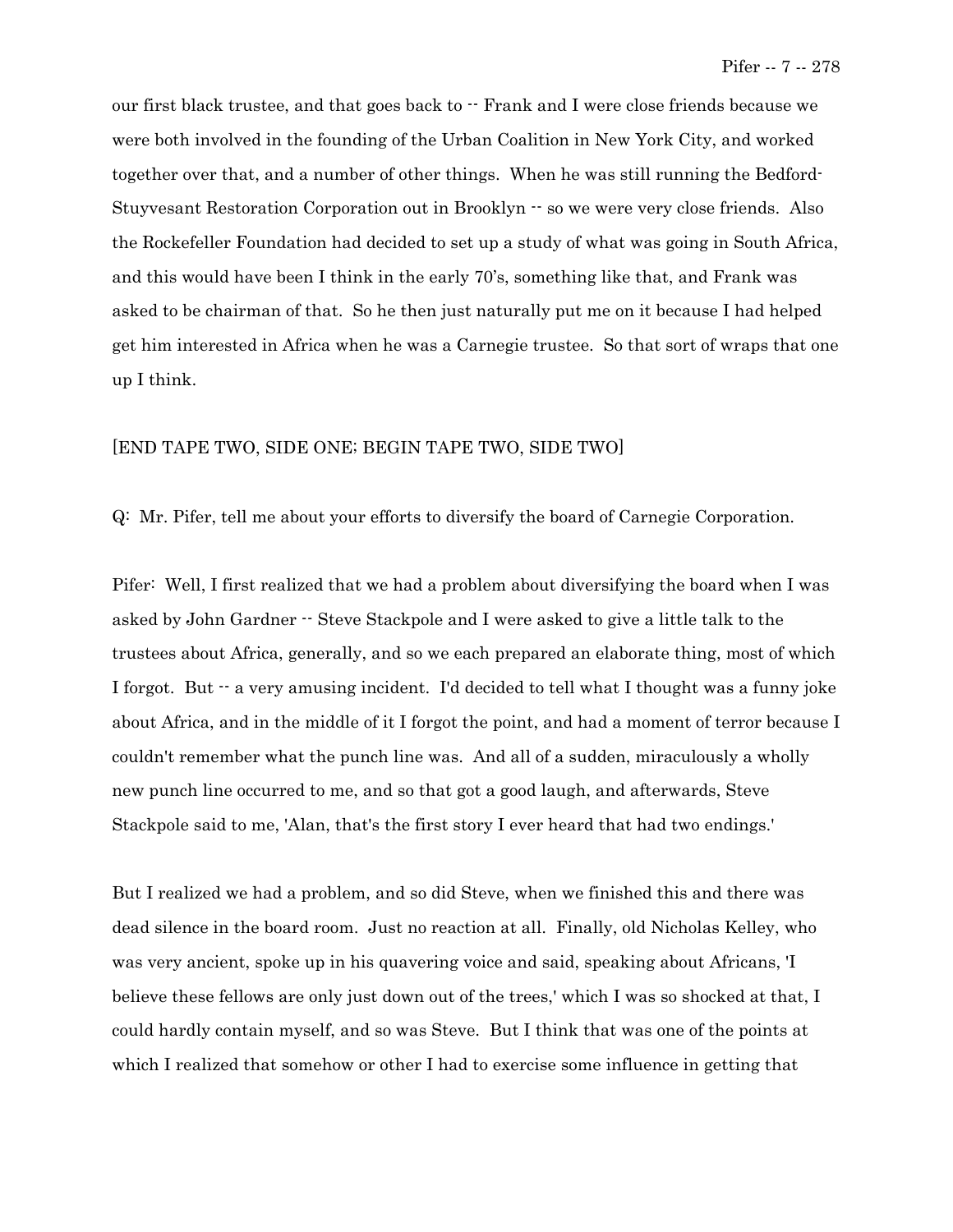our first black trustee, and that goes back to -- Frank and I were close friends because we were both involved in the founding of the Urban Coalition in New York City, and worked together over that, and a number of other things. When he was still running the Bedford-Stuyvesant Restoration Corporation out in Brooklyn -- so we were very close friends. Also the Rockefeller Foundation had decided to set up a study of what was going in South Africa, and this would have been I think in the early 70's, something like that, and Frank was asked to be chairman of that. So he then just naturally put me on it because I had helped get him interested in Africa when he was a Carnegie trustee. So that sort of wraps that one up I think.

[END TAPE TWO, SIDE ONE; BEGIN TAPE TWO, SIDE TWO]

Q: Mr. Pifer, tell me about your efforts to diversify the board of Carnegie Corporation.

Pifer: Well, I first realized that we had a problem about diversifying the board when I was asked by John Gardner -- Steve Stackpole and I were asked to give a little talk to the trustees about Africa, generally, and so we each prepared an elaborate thing, most of which I forgot. But -- a very amusing incident. I'd decided to tell what I thought was a funny joke about Africa, and in the middle of it I forgot the point, and had a moment of terror because I couldn't remember what the punch line was. And all of a sudden, miraculously a wholly new punch line occurred to me, and so that got a good laugh, and afterwards, Steve Stackpole said to me, 'Alan, that's the first story I ever heard that had two endings.'

But I realized we had a problem, and so did Steve, when we finished this and there was dead silence in the board room. Just no reaction at all. Finally, old Nicholas Kelley, who was very ancient, spoke up in his quavering voice and said, speaking about Africans, 'I believe these fellows are only just down out of the trees,' which I was so shocked at that, I could hardly contain myself, and so was Steve. But I think that was one of the points at which I realized that somehow or other I had to exercise some influence in getting that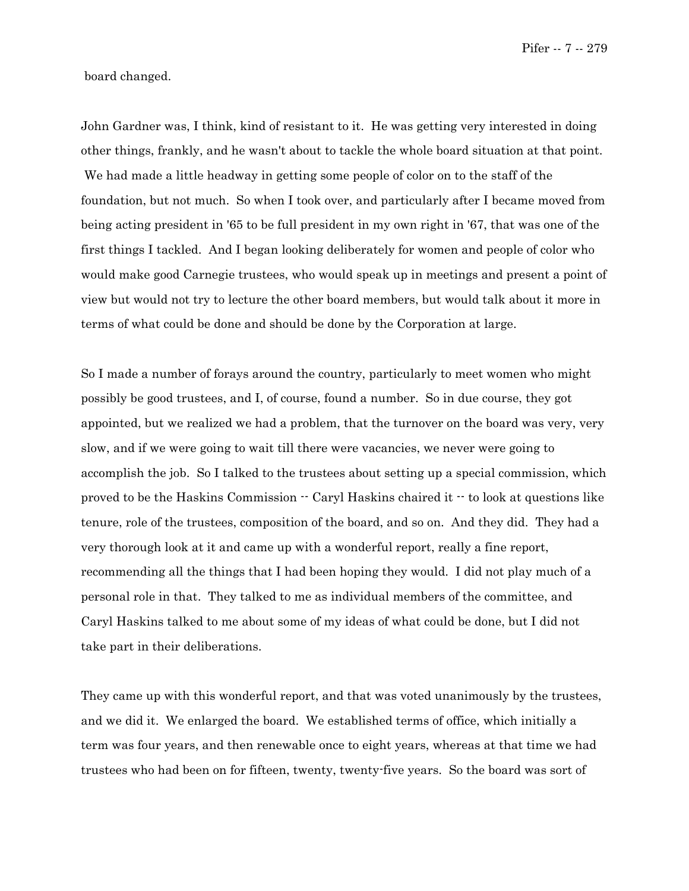board changed.

John Gardner was, I think, kind of resistant to it. He was getting very interested in doing other things, frankly, and he wasn't about to tackle the whole board situation at that point. We had made a little headway in getting some people of color on to the staff of the foundation, but not much. So when I took over, and particularly after I became moved from being acting president in '65 to be full president in my own right in '67, that was one of the first things I tackled. And I began looking deliberately for women and people of color who would make good Carnegie trustees, who would speak up in meetings and present a point of view but would not try to lecture the other board members, but would talk about it more in terms of what could be done and should be done by the Corporation at large.

So I made a number of forays around the country, particularly to meet women who might possibly be good trustees, and I, of course, found a number. So in due course, they got appointed, but we realized we had a problem, that the turnover on the board was very, very slow, and if we were going to wait till there were vacancies, we never were going to accomplish the job. So I talked to the trustees about setting up a special commission, which proved to be the Haskins Commission -- Caryl Haskins chaired it -- to look at questions like tenure, role of the trustees, composition of the board, and so on. And they did. They had a very thorough look at it and came up with a wonderful report, really a fine report, recommending all the things that I had been hoping they would. I did not play much of a personal role in that. They talked to me as individual members of the committee, and Caryl Haskins talked to me about some of my ideas of what could be done, but I did not take part in their deliberations.

They came up with this wonderful report, and that was voted unanimously by the trustees, and we did it. We enlarged the board. We established terms of office, which initially a term was four years, and then renewable once to eight years, whereas at that time we had trustees who had been on for fifteen, twenty, twenty-five years. So the board was sort of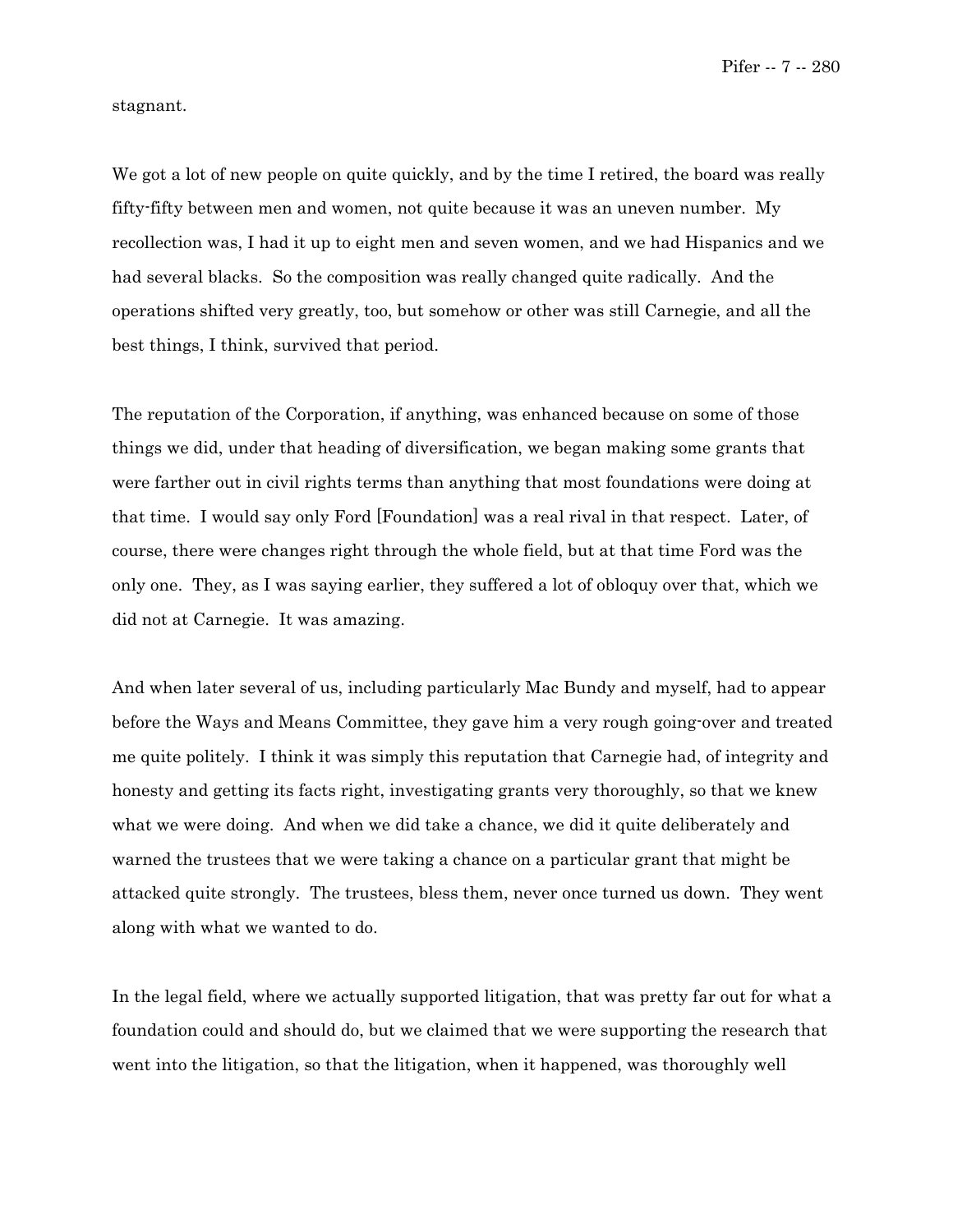stagnant.

We got a lot of new people on quite quickly, and by the time I retired, the board was really fifty-fifty between men and women, not quite because it was an uneven number. My recollection was, I had it up to eight men and seven women, and we had Hispanics and we had several blacks. So the composition was really changed quite radically. And the operations shifted very greatly, too, but somehow or other was still Carnegie, and all the best things, I think, survived that period.

The reputation of the Corporation, if anything, was enhanced because on some of those things we did, under that heading of diversification, we began making some grants that were farther out in civil rights terms than anything that most foundations were doing at that time. I would say only Ford [Foundation] was a real rival in that respect. Later, of course, there were changes right through the whole field, but at that time Ford was the only one. They, as I was saying earlier, they suffered a lot of obloquy over that, which we did not at Carnegie. It was amazing.

And when later several of us, including particularly Mac Bundy and myself, had to appear before the Ways and Means Committee, they gave him a very rough going-over and treated me quite politely. I think it was simply this reputation that Carnegie had, of integrity and honesty and getting its facts right, investigating grants very thoroughly, so that we knew what we were doing. And when we did take a chance, we did it quite deliberately and warned the trustees that we were taking a chance on a particular grant that might be attacked quite strongly. The trustees, bless them, never once turned us down. They went along with what we wanted to do.

In the legal field, where we actually supported litigation, that was pretty far out for what a foundation could and should do, but we claimed that we were supporting the research that went into the litigation, so that the litigation, when it happened, was thoroughly well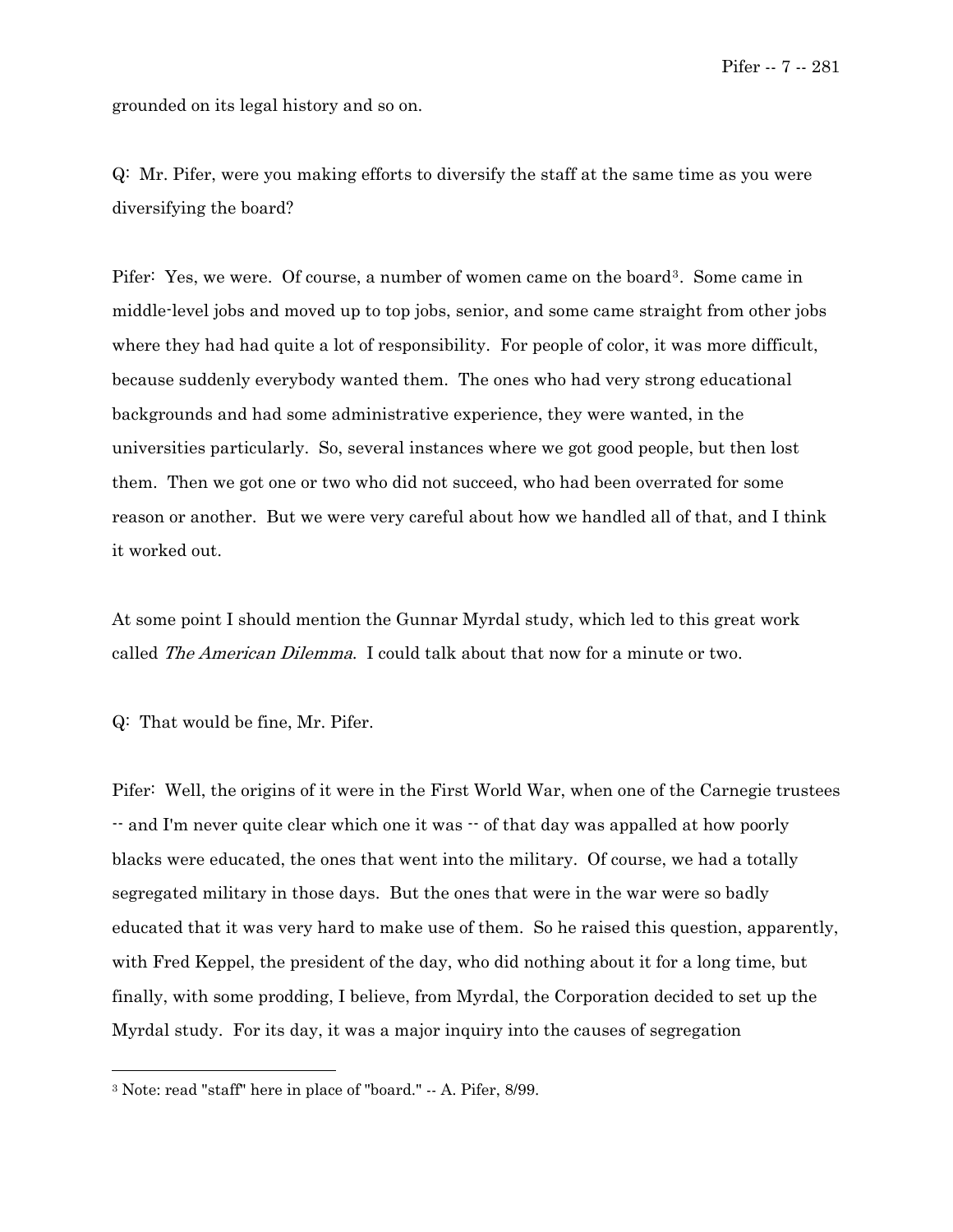grounded on its legal history and so on.

Q: Mr. Pifer, were you making efforts to diversify the staff at the same time as you were diversifying the board?

Pifer: Yes, we were. Of course, a number of women came on the board[3]. Some came in middle-level jobs and moved up to top jobs, senior, and some came straight from other jobs where they had had quite a lot of responsibility. For people of color, it was more difficult, because suddenly everybody wanted them. The ones who had very strong educational backgrounds and had some administrative experience, they were wanted, in the universities particularly. So, several instances where we got good people, but then lost them. Then we got one or two who did not succeed, who had been overrated for some reason or another. But we were very careful about how we handled all of that, and I think it worked out.

At some point I should mention the Gunnar Myrdal study, which led to this great work called *The American Dilemma*. I could talk about that now for a minute or two.

Q: That would be fine, Mr. Pifer.

Pifer: Well, the origins of it were in the First World War, when one of the Carnegie trustees -- and I'm never quite clear which one it was -- of that day was appalled at how poorly blacks were educated, the ones that went into the military. Of course, we had a totally segregated military in those days. But the ones that were in the war were so badly educated that it was very hard to make use of them. So he raised this question, apparently, with Fred Keppel, the president of the day, who did nothing about it for a long time, but finally, with some prodding, I believe, from Myrdal, the Corporation decided to set up the Myrdal study. For its day, it was a major inquiry into the causes of segregation

---

[3] Note: read "staff" here in place of "board." -- A. Pifer, 8/99.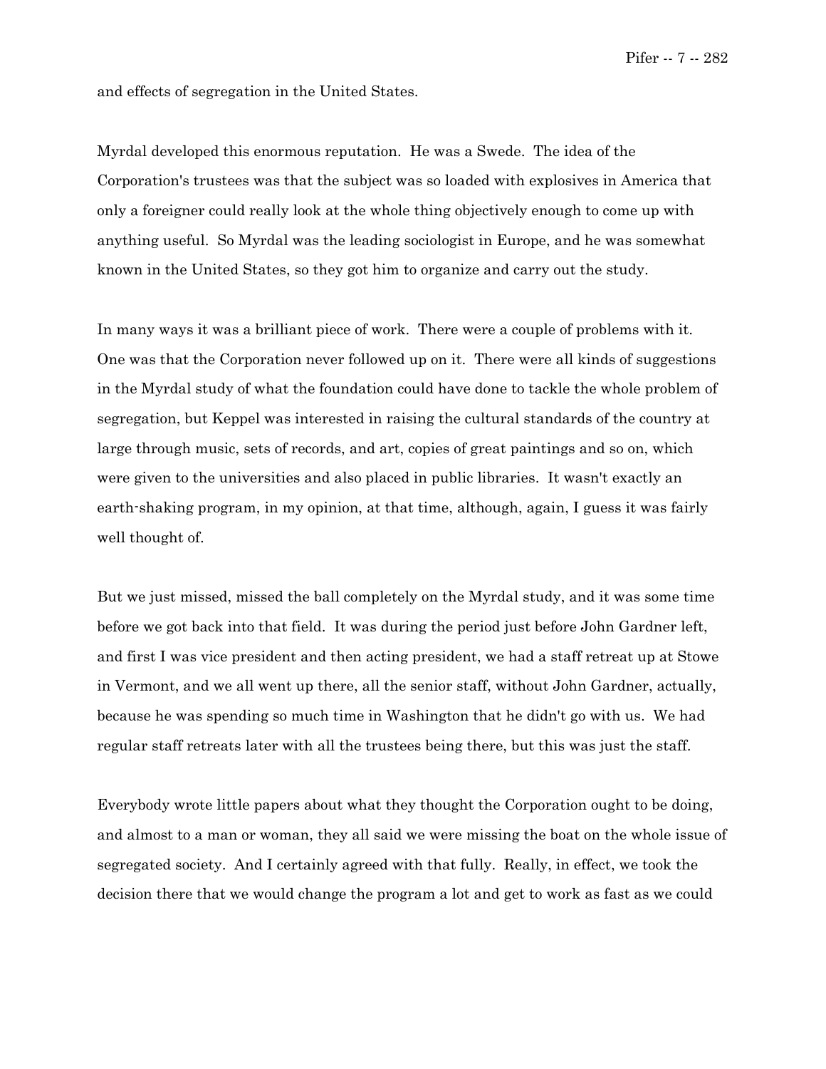and effects of segregation in the United States.

Myrdal developed this enormous reputation. He was a Swede. The idea of the Corporation's trustees was that the subject was so loaded with explosives in America that only a foreigner could really look at the whole thing objectively enough to come up with anything useful. So Myrdal was the leading sociologist in Europe, and he was somewhat known in the United States, so they got him to organize and carry out the study.

In many ways it was a brilliant piece of work. There were a couple of problems with it. One was that the Corporation never followed up on it. There were all kinds of suggestions in the Myrdal study of what the foundation could have done to tackle the whole problem of segregation, but Keppel was interested in raising the cultural standards of the country at large through music, sets of records, and art, copies of great paintings and so on, which were given to the universities and also placed in public libraries. It wasn't exactly an earth-shaking program, in my opinion, at that time, although, again, I guess it was fairly well thought of.

But we just missed, missed the ball completely on the Myrdal study, and it was some time before we got back into that field. It was during the period just before John Gardner left, and first I was vice president and then acting president, we had a staff retreat up at Stowe in Vermont, and we all went up there, all the senior staff, without John Gardner, actually, because he was spending so much time in Washington that he didn't go with us. We had regular staff retreats later with all the trustees being there, but this was just the staff.

Everybody wrote little papers about what they thought the Corporation ought to be doing, and almost to a man or woman, they all said we were missing the boat on the whole issue of segregated society. And I certainly agreed with that fully. Really, in effect, we took the decision there that we would change the program a lot and get to work as fast as we could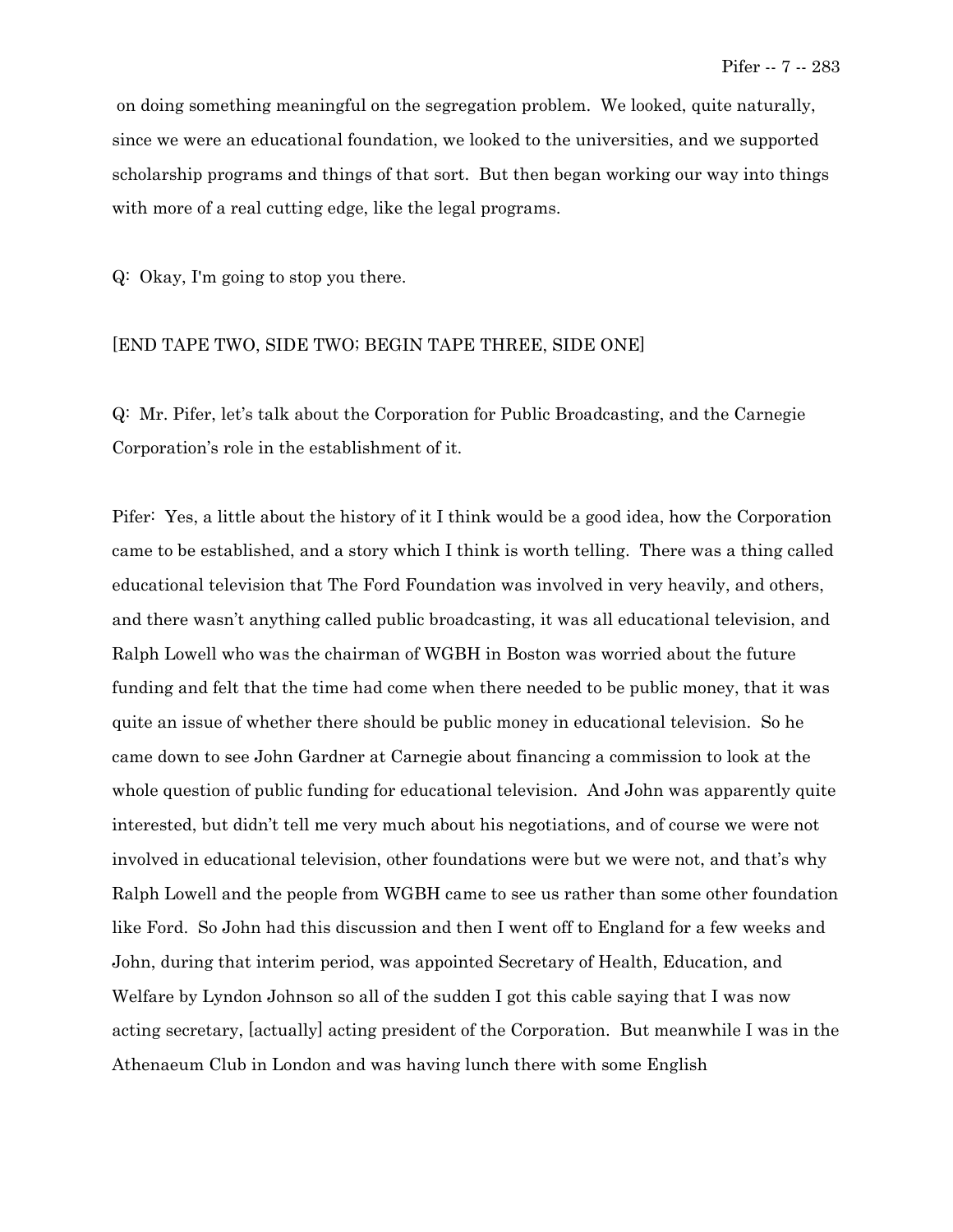on doing something meaningful on the segregation problem. We looked, quite naturally, since we were an educational foundation, we looked to the universities, and we supported scholarship programs and things of that sort. But then began working our way into things with more of a real cutting edge, like the legal programs.

Q: Okay, I'm going to stop you there.

[END TAPE TWO, SIDE TWO; BEGIN TAPE THREE, SIDE ONE]

Q: Mr. Pifer, let's talk about the Corporation for Public Broadcasting, and the Carnegie Corporation's role in the establishment of it.

Pifer: Yes, a little about the history of it I think would be a good idea, how the Corporation came to be established, and a story which I think is worth telling. There was a thing called educational television that The Ford Foundation was involved in very heavily, and others, and there wasn't anything called public broadcasting, it was all educational television, and Ralph Lowell who was the chairman of WGBH in Boston was worried about the future funding and felt that the time had come when there needed to be public money, that it was quite an issue of whether there should be public money in educational television. So he came down to see John Gardner at Carnegie about financing a commission to look at the whole question of public funding for educational television. And John was apparently quite interested, but didn't tell me very much about his negotiations, and of course we were not involved in educational television, other foundations were but we were not, and that's why Ralph Lowell and the people from WGBH came to see us rather than some other foundation like Ford. So John had this discussion and then I went off to England for a few weeks and John, during that interim period, was appointed Secretary of Health, Education, and Welfare by Lyndon Johnson so all of the sudden I got this cable saying that I was now acting secretary, [actually] acting president of the Corporation. But meanwhile I was in the Athenaeum Club in London and was having lunch there with some English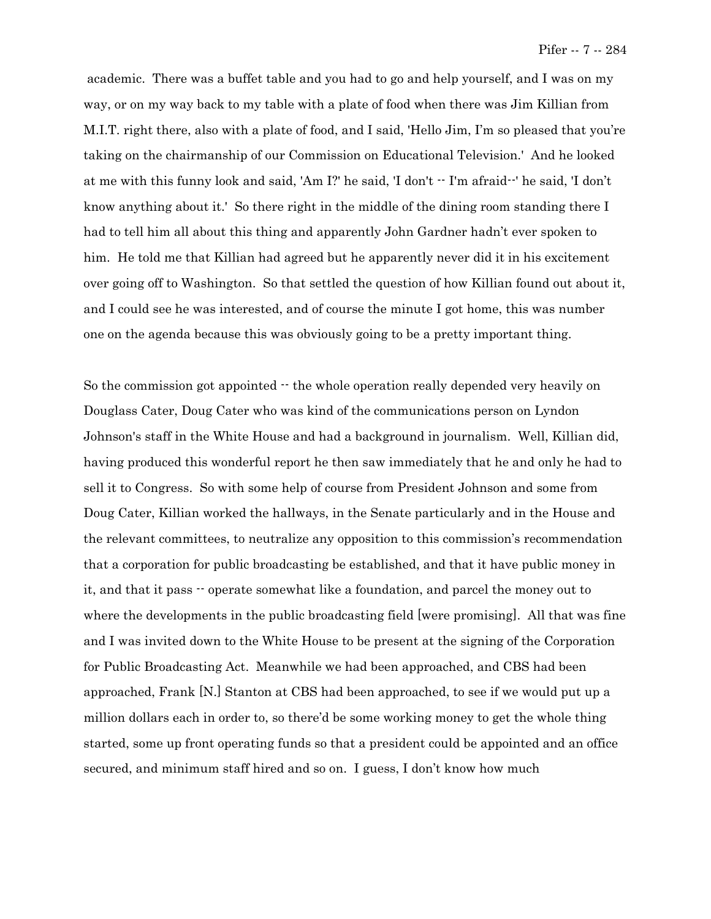academic. There was a buffet table and you had to go and help yourself, and I was on my way, or on my way back to my table with a plate of food when there was Jim Killian from M.I.T. right there, also with a plate of food, and I said, 'Hello Jim, I'm so pleased that you're taking on the chairmanship of our Commission on Educational Television.' And he looked at me with this funny look and said, 'Am I?' he said, 'I don't -- I'm afraid--' he said, 'I don't know anything about it.' So there right in the middle of the dining room standing there I had to tell him all about this thing and apparently John Gardner hadn't ever spoken to him. He told me that Killian had agreed but he apparently never did it in his excitement over going off to Washington. So that settled the question of how Killian found out about it, and I could see he was interested, and of course the minute I got home, this was number one on the agenda because this was obviously going to be a pretty important thing.

So the commission got appointed -- the whole operation really depended very heavily on Douglass Cater, Doug Cater who was kind of the communications person on Lyndon Johnson's staff in the White House and had a background in journalism. Well, Killian did, having produced this wonderful report he then saw immediately that he and only he had to sell it to Congress. So with some help of course from President Johnson and some from Doug Cater, Killian worked the hallways, in the Senate particularly and in the House and the relevant committees, to neutralize any opposition to this commission's recommendation that a corporation for public broadcasting be established, and that it have public money in it, and that it pass -- operate somewhat like a foundation, and parcel the money out to where the developments in the public broadcasting field [were promising]. All that was fine and I was invited down to the White House to be present at the signing of the Corporation for Public Broadcasting Act. Meanwhile we had been approached, and CBS had been approached, Frank [N.] Stanton at CBS had been approached, to see if we would put up a million dollars each in order to, so there'd be some working money to get the whole thing started, some up front operating funds so that a president could be appointed and an office secured, and minimum staff hired and so on. I guess, I don't know how much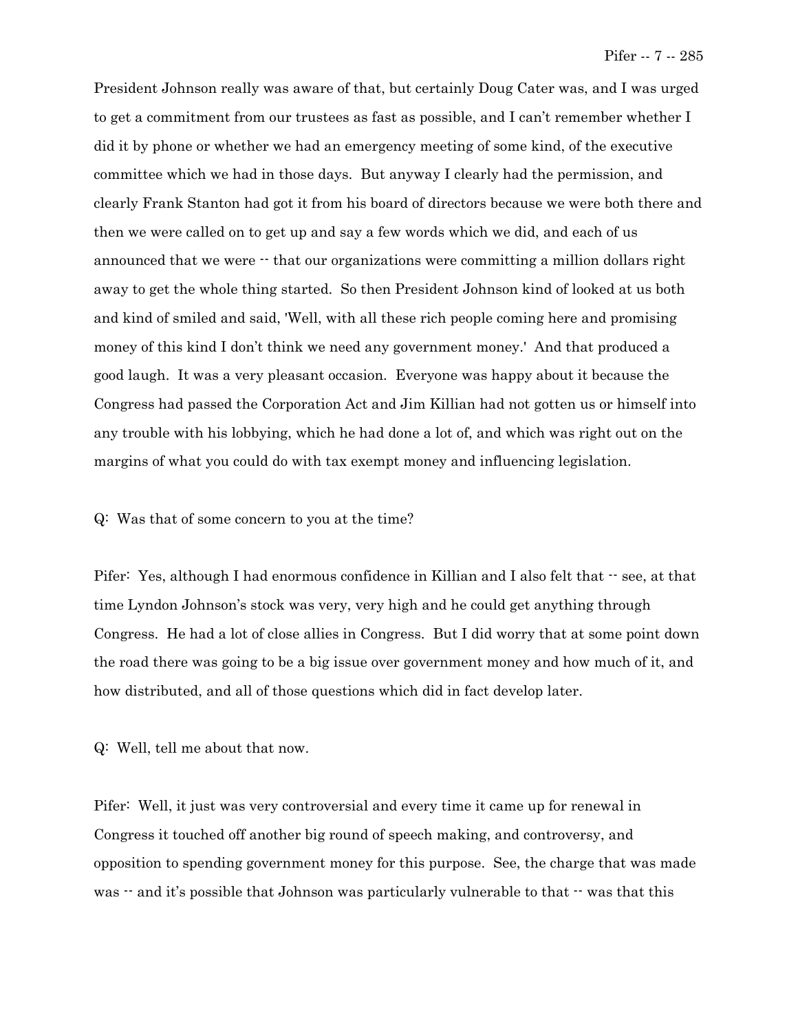President Johnson really was aware of that, but certainly Doug Cater was, and I was urged to get a commitment from our trustees as fast as possible, and I can't remember whether I did it by phone or whether we had an emergency meeting of some kind, of the executive committee which we had in those days. But anyway I clearly had the permission, and clearly Frank Stanton had got it from his board of directors because we were both there and then we were called on to get up and say a few words which we did, and each of us announced that we were -- that our organizations were committing a million dollars right away to get the whole thing started. So then President Johnson kind of looked at us both and kind of smiled and said, 'Well, with all these rich people coming here and promising money of this kind I don't think we need any government money.' And that produced a good laugh. It was a very pleasant occasion. Everyone was happy about it because the Congress had passed the Corporation Act and Jim Killian had not gotten us or himself into any trouble with his lobbying, which he had done a lot of, and which was right out on the margins of what you could do with tax exempt money and influencing legislation.

Q: Was that of some concern to you at the time?

Pifer: Yes, although I had enormous confidence in Killian and I also felt that -- see, at that time Lyndon Johnson's stock was very, very high and he could get anything through Congress. He had a lot of close allies in Congress. But I did worry that at some point down the road there was going to be a big issue over government money and how much of it, and how distributed, and all of those questions which did in fact develop later.

Q: Well, tell me about that now.

Pifer: Well, it just was very controversial and every time it came up for renewal in Congress it touched off another big round of speech making, and controversy, and opposition to spending government money for this purpose. See, the charge that was made was -- and it's possible that Johnson was particularly vulnerable to that -- was that this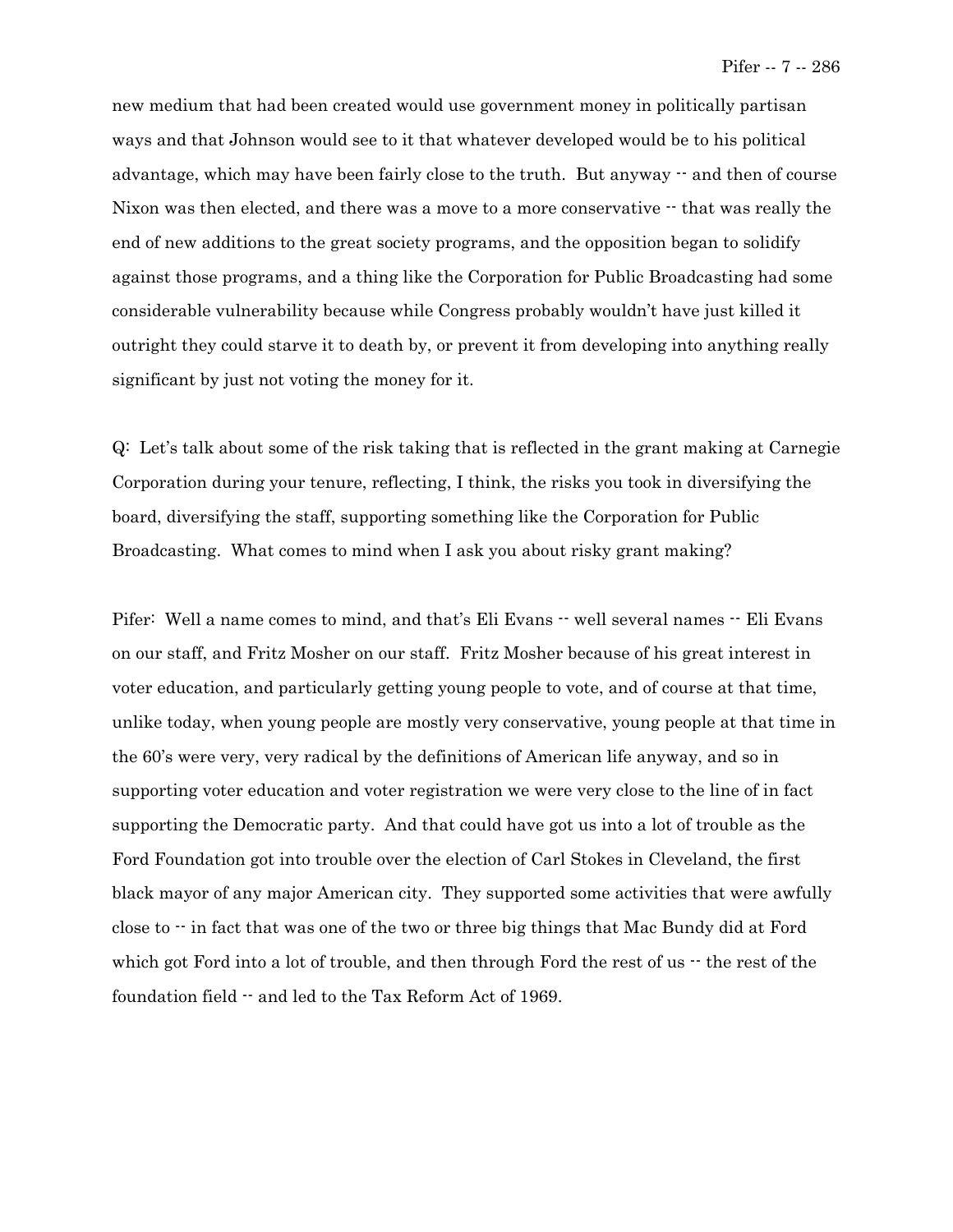new medium that had been created would use government money in politically partisan ways and that Johnson would see to it that whatever developed would be to his political advantage, which may have been fairly close to the truth. But anyway -- and then of course Nixon was then elected, and there was a move to a more conservative -- that was really the end of new additions to the great society programs, and the opposition began to solidify against those programs, and a thing like the Corporation for Public Broadcasting had some considerable vulnerability because while Congress probably wouldn't have just killed it outright they could starve it to death by, or prevent it from developing into anything really significant by just not voting the money for it.

Q: Let's talk about some of the risk taking that is reflected in the grant making at Carnegie Corporation during your tenure, reflecting, I think, the risks you took in diversifying the board, diversifying the staff, supporting something like the Corporation for Public Broadcasting. What comes to mind when I ask you about risky grant making?

Pifer: Well a name comes to mind, and that's Eli Evans -- well several names -- Eli Evans on our staff, and Fritz Mosher on our staff. Fritz Mosher because of his great interest in voter education, and particularly getting young people to vote, and of course at that time, unlike today, when young people are mostly very conservative, young people at that time in the 60's were very, very radical by the definitions of American life anyway, and so in supporting voter education and voter registration we were very close to the line of in fact supporting the Democratic party. And that could have got us into a lot of trouble as the Ford Foundation got into trouble over the election of Carl Stokes in Cleveland, the first black mayor of any major American city. They supported some activities that were awfully close to -- in fact that was one of the two or three big things that Mac Bundy did at Ford which got Ford into a lot of trouble, and then through Ford the rest of us -- the rest of the foundation field -- and led to the Tax Reform Act of 1969.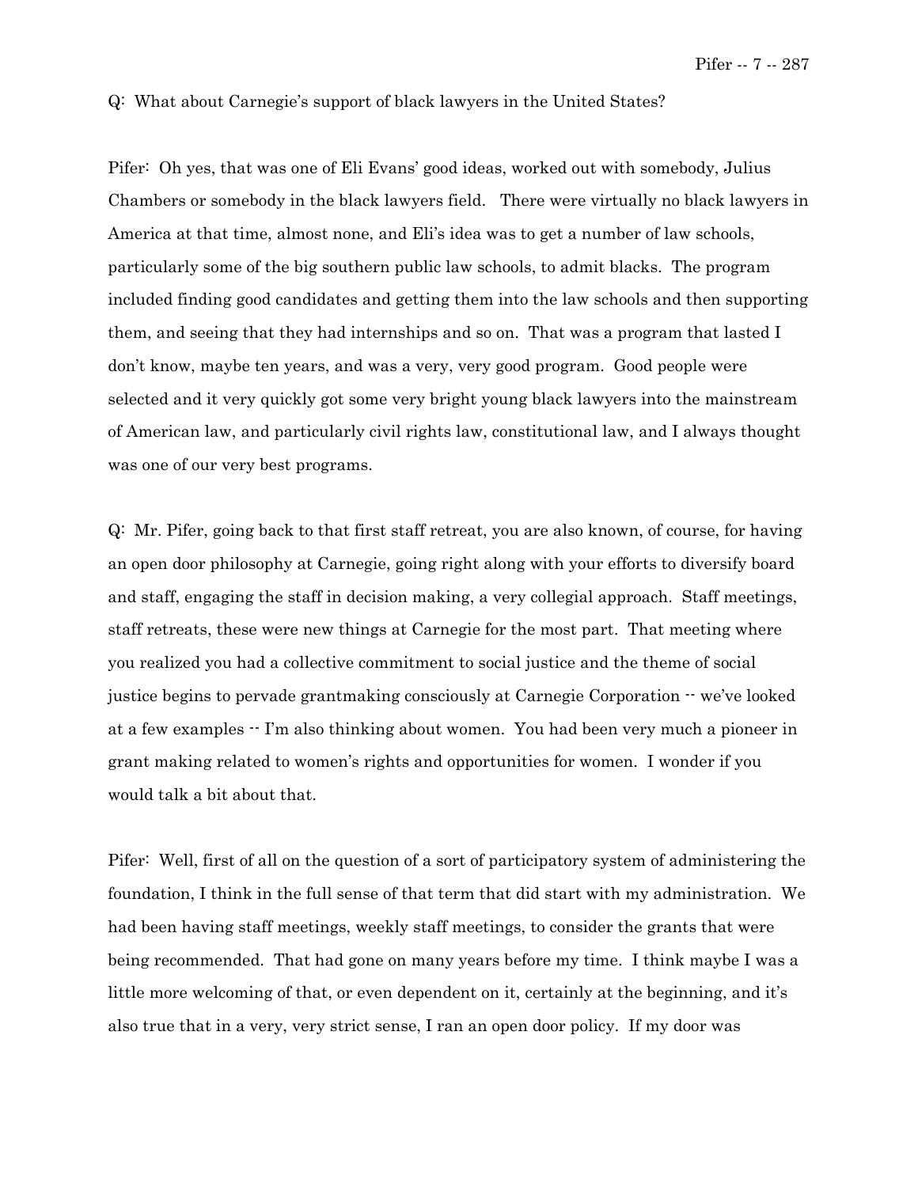Q: What about Carnegie's support of black lawyers in the United States?

Pifer: Oh yes, that was one of Eli Evans' good ideas, worked out with somebody, Julius Chambers or somebody in the black lawyers field. There were virtually no black lawyers in America at that time, almost none, and Eli's idea was to get a number of law schools, particularly some of the big southern public law schools, to admit blacks. The program included finding good candidates and getting them into the law schools and then supporting them, and seeing that they had internships and so on. That was a program that lasted I don't know, maybe ten years, and was a very, very good program. Good people were selected and it very quickly got some very bright young black lawyers into the mainstream of American law, and particularly civil rights law, constitutional law, and I always thought was one of our very best programs.

Q: Mr. Pifer, going back to that first staff retreat, you are also known, of course, for having an open door philosophy at Carnegie, going right along with your efforts to diversify board and staff, engaging the staff in decision making, a very collegial approach. Staff meetings, staff retreats, these were new things at Carnegie for the most part. That meeting where you realized you had a collective commitment to social justice and the theme of social justice begins to pervade grantmaking consciously at Carnegie Corporation -- we've looked at a few examples -- I'm also thinking about women. You had been very much a pioneer in grant making related to women's rights and opportunities for women. I wonder if you would talk a bit about that.

Pifer: Well, first of all on the question of a sort of participatory system of administering the foundation, I think in the full sense of that term that did start with my administration. We had been having staff meetings, weekly staff meetings, to consider the grants that were being recommended. That had gone on many years before my time. I think maybe I was a little more welcoming of that, or even dependent on it, certainly at the beginning, and it's also true that in a very, very strict sense, I ran an open door policy. If my door was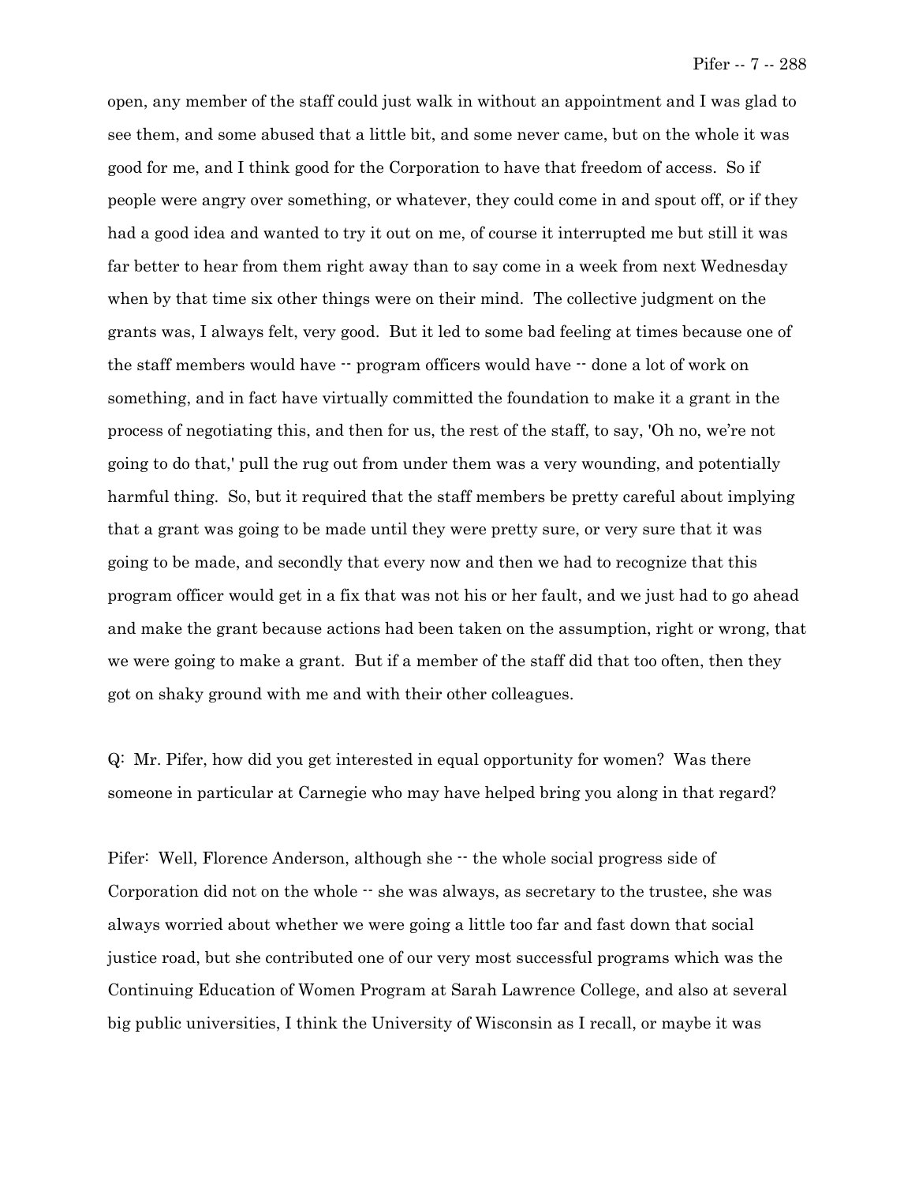open, any member of the staff could just walk in without an appointment and I was glad to see them, and some abused that a little bit, and some never came, but on the whole it was good for me, and I think good for the Corporation to have that freedom of access. So if people were angry over something, or whatever, they could come in and spout off, or if they had a good idea and wanted to try it out on me, of course it interrupted me but still it was far better to hear from them right away than to say come in a week from next Wednesday when by that time six other things were on their mind. The collective judgment on the grants was, I always felt, very good. But it led to some bad feeling at times because one of the staff members would have -- program officers would have -- done a lot of work on something, and in fact have virtually committed the foundation to make it a grant in the process of negotiating this, and then for us, the rest of the staff, to say, 'Oh no, we're not going to do that,' pull the rug out from under them was a very wounding, and potentially harmful thing. So, but it required that the staff members be pretty careful about implying that a grant was going to be made until they were pretty sure, or very sure that it was going to be made, and secondly that every now and then we had to recognize that this program officer would get in a fix that was not his or her fault, and we just had to go ahead and make the grant because actions had been taken on the assumption, right or wrong, that we were going to make a grant. But if a member of the staff did that too often, then they got on shaky ground with me and with their other colleagues.

Q: Mr. Pifer, how did you get interested in equal opportunity for women? Was there someone in particular at Carnegie who may have helped bring you along in that regard?

Pifer: Well, Florence Anderson, although she -- the whole social progress side of Corporation did not on the whole -- she was always, as secretary to the trustee, she was always worried about whether we were going a little too far and fast down that social justice road, but she contributed one of our very most successful programs which was the Continuing Education of Women Program at Sarah Lawrence College, and also at several big public universities, I think the University of Wisconsin as I recall, or maybe it was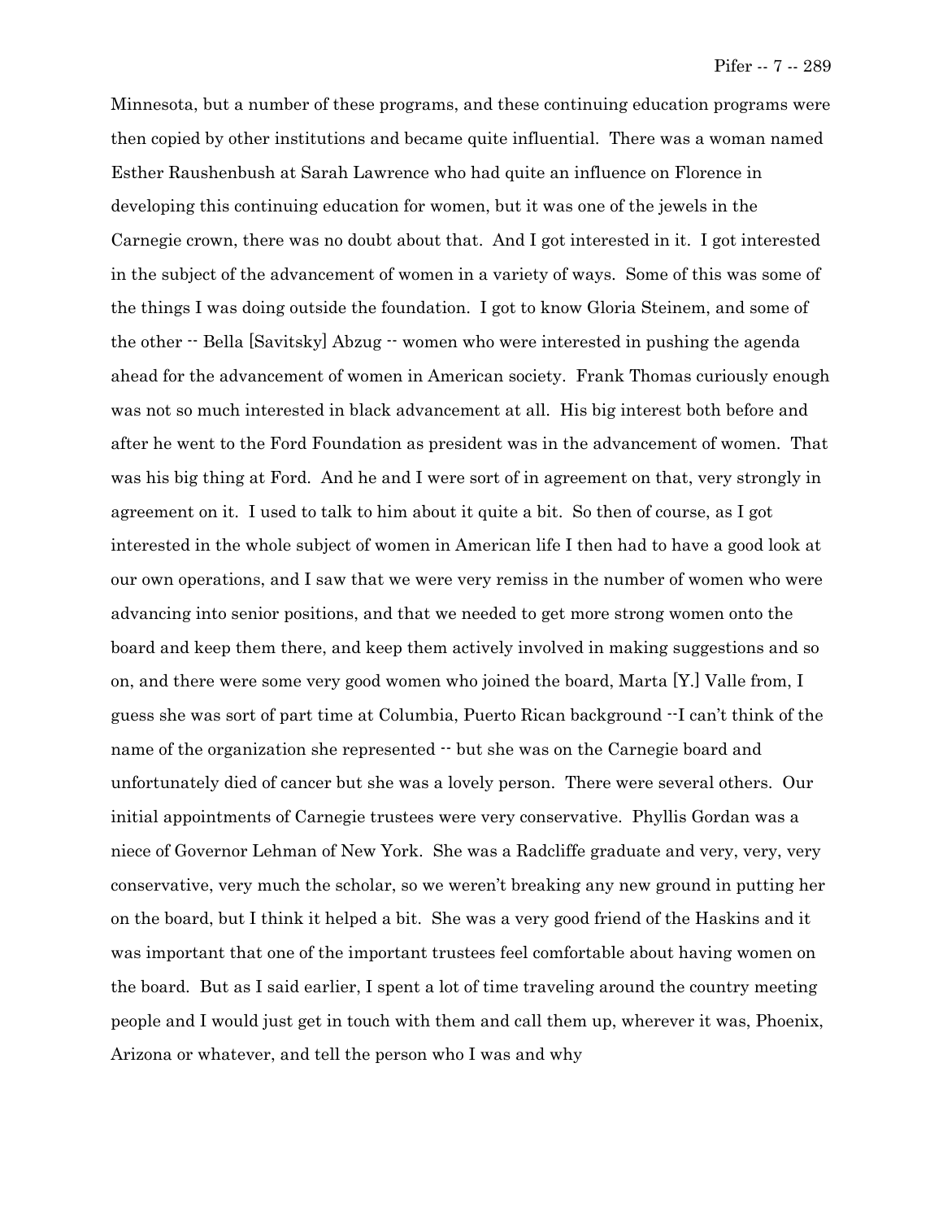Minnesota, but a number of these programs, and these continuing education programs were then copied by other institutions and became quite influential. There was a woman named Esther Raushenbush at Sarah Lawrence who had quite an influence on Florence in developing this continuing education for women, but it was one of the jewels in the Carnegie crown, there was no doubt about that. And I got interested in it. I got interested in the subject of the advancement of women in a variety of ways. Some of this was some of the things I was doing outside the foundation. I got to know Gloria Steinem, and some of the other -- Bella [Savitsky] Abzug -- women who were interested in pushing the agenda ahead for the advancement of women in American society. Frank Thomas curiously enough was not so much interested in black advancement at all. His big interest both before and after he went to the Ford Foundation as president was in the advancement of women. That was his big thing at Ford. And he and I were sort of in agreement on that, very strongly in agreement on it. I used to talk to him about it quite a bit. So then of course, as I got interested in the whole subject of women in American life I then had to have a good look at our own operations, and I saw that we were very remiss in the number of women who were advancing into senior positions, and that we needed to get more strong women onto the board and keep them there, and keep them actively involved in making suggestions and so on, and there were some very good women who joined the board, Marta [Y.] Valle from, I guess she was sort of part time at Columbia, Puerto Rican background --I can't think of the name of the organization she represented -- but she was on the Carnegie board and unfortunately died of cancer but she was a lovely person. There were several others. Our initial appointments of Carnegie trustees were very conservative. Phyllis Gordan was a niece of Governor Lehman of New York. She was a Radcliffe graduate and very, very, very conservative, very much the scholar, so we weren't breaking any new ground in putting her on the board, but I think it helped a bit. She was a very good friend of the Haskins and it was important that one of the important trustees feel comfortable about having women on the board. But as I said earlier, I spent a lot of time traveling around the country meeting people and I would just get in touch with them and call them up, wherever it was, Phoenix, Arizona or whatever, and tell the person who I was and why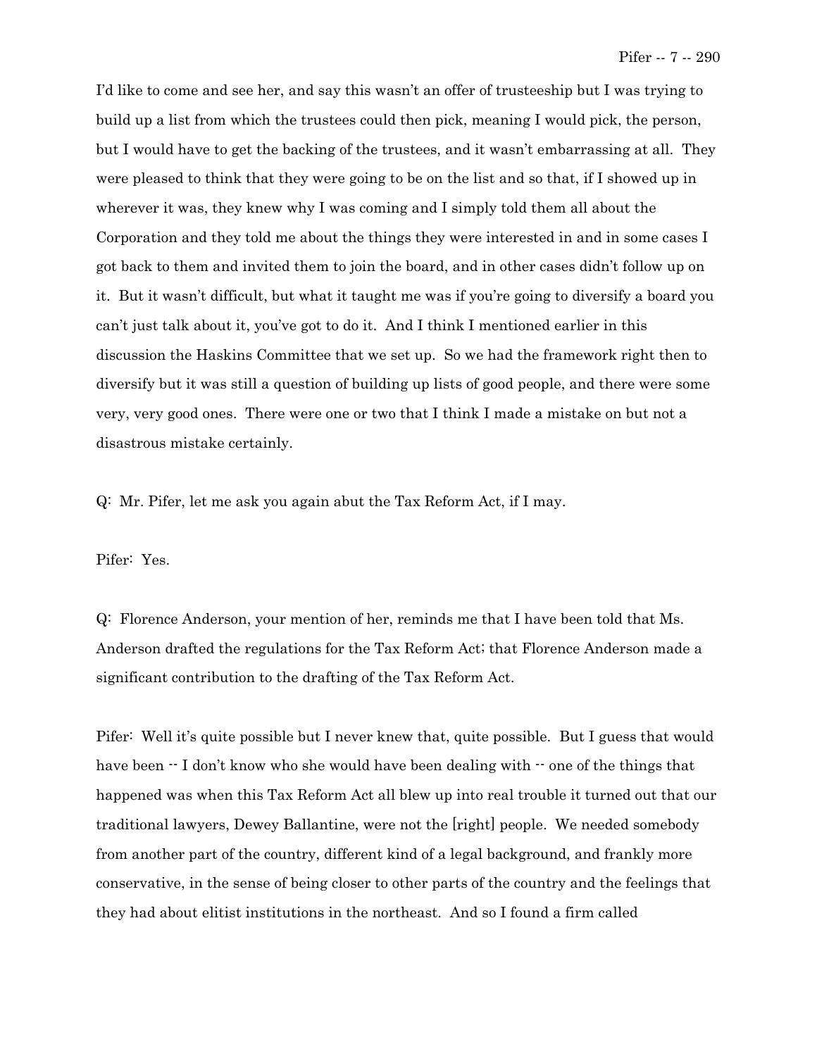I'd like to come and see her, and say this wasn't an offer of trusteeship but I was trying to build up a list from which the trustees could then pick, meaning I would pick, the person, but I would have to get the backing of the trustees, and it wasn't embarrassing at all. They were pleased to think that they were going to be on the list and so that, if I showed up in wherever it was, they knew why I was coming and I simply told them all about the Corporation and they told me about the things they were interested in and in some cases I got back to them and invited them to join the board, and in other cases didn't follow up on it. But it wasn't difficult, but what it taught me was if you're going to diversify a board you can't just talk about it, you've got to do it. And I think I mentioned earlier in this discussion the Haskins Committee that we set up. So we had the framework right then to diversify but it was still a question of building up lists of good people, and there were some very, very good ones. There were one or two that I think I made a mistake on but not a disastrous mistake certainly.

Q: Mr. Pifer, let me ask you again abut the Tax Reform Act, if I may.

Pifer: Yes.

Q: Florence Anderson, your mention of her, reminds me that I have been told that Ms. Anderson drafted the regulations for the Tax Reform Act; that Florence Anderson made a significant contribution to the drafting of the Tax Reform Act.

Pifer: Well it's quite possible but I never knew that, quite possible. But I guess that would have been -- I don't know who she would have been dealing with -- one of the things that happened was when this Tax Reform Act all blew up into real trouble it turned out that our traditional lawyers, Dewey Ballantine, were not the [right] people. We needed somebody from another part of the country, different kind of a legal background, and frankly more conservative, in the sense of being closer to other parts of the country and the feelings that they had about elitist institutions in the northeast. And so I found a firm called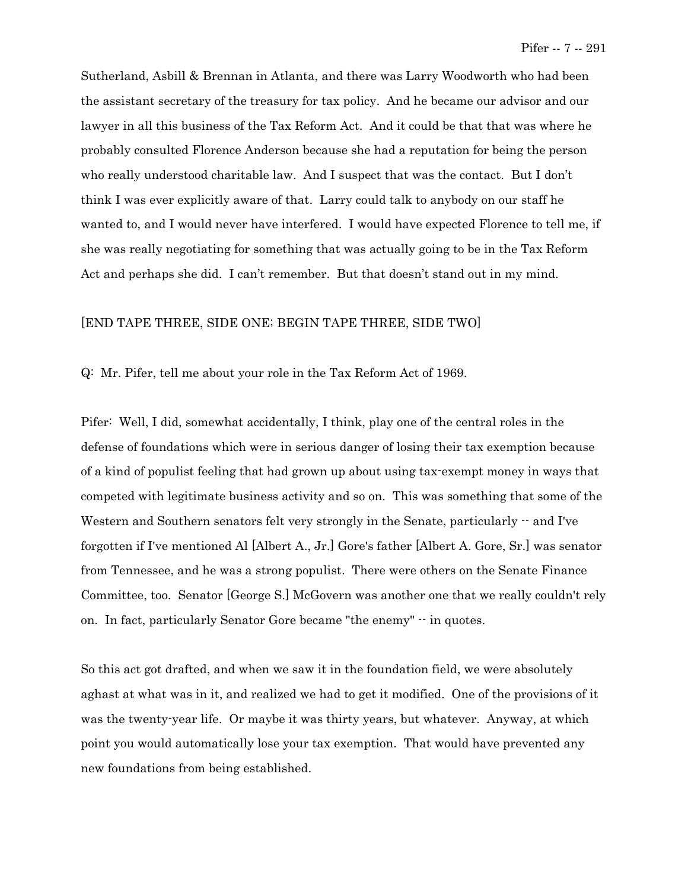Sutherland, Asbill & Brennan in Atlanta, and there was Larry Woodworth who had been the assistant secretary of the treasury for tax policy. And he became our advisor and our lawyer in all this business of the Tax Reform Act. And it could be that that was where he probably consulted Florence Anderson because she had a reputation for being the person who really understood charitable law. And I suspect that was the contact. But I don't think I was ever explicitly aware of that. Larry could talk to anybody on our staff he wanted to, and I would never have interfered. I would have expected Florence to tell me, if she was really negotiating for something that was actually going to be in the Tax Reform Act and perhaps she did. I can't remember. But that doesn't stand out in my mind.

[END TAPE THREE, SIDE ONE; BEGIN TAPE THREE, SIDE TWO]

Q: Mr. Pifer, tell me about your role in the Tax Reform Act of 1969.

Pifer: Well, I did, somewhat accidentally, I think, play one of the central roles in the defense of foundations which were in serious danger of losing their tax exemption because of a kind of populist feeling that had grown up about using tax-exempt money in ways that competed with legitimate business activity and so on. This was something that some of the Western and Southern senators felt very strongly in the Senate, particularly -- and I've forgotten if I've mentioned Al [Albert A., Jr.] Gore's father [Albert A. Gore, Sr.] was senator from Tennessee, and he was a strong populist. There were others on the Senate Finance Committee, too. Senator [George S.] McGovern was another one that we really couldn't rely on. In fact, particularly Senator Gore became "the enemy" -- in quotes.

So this act got drafted, and when we saw it in the foundation field, we were absolutely aghast at what was in it, and realized we had to get it modified. One of the provisions of it was the twenty-year life. Or maybe it was thirty years, but whatever. Anyway, at which point you would automatically lose your tax exemption. That would have prevented any new foundations from being established.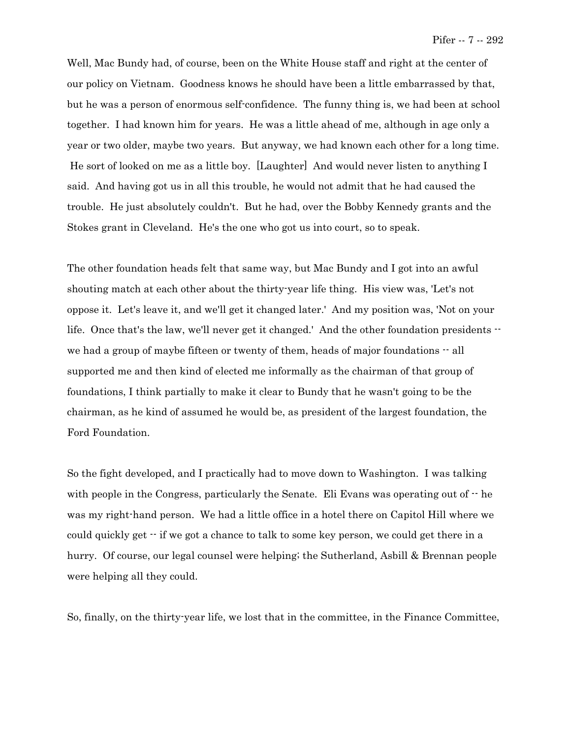Well, Mac Bundy had, of course, been on the White House staff and right at the center of our policy on Vietnam. Goodness knows he should have been a little embarrassed by that, but he was a person of enormous self-confidence. The funny thing is, we had been at school together. I had known him for years. He was a little ahead of me, although in age only a year or two older, maybe two years. But anyway, we had known each other for a long time. He sort of looked on me as a little boy. [Laughter] And would never listen to anything I said. And having got us in all this trouble, he would not admit that he had caused the trouble. He just absolutely couldn't. But he had, over the Bobby Kennedy grants and the Stokes grant in Cleveland. He's the one who got us into court, so to speak.

The other foundation heads felt that same way, but Mac Bundy and I got into an awful shouting match at each other about the thirty-year life thing. His view was, 'Let's not oppose it. Let's leave it, and we'll get it changed later.' And my position was, 'Not on your life. Once that's the law, we'll never get it changed.' And the other foundation presidents -- we had a group of maybe fifteen or twenty of them, heads of major foundations -- all supported me and then kind of elected me informally as the chairman of that group of foundations, I think partially to make it clear to Bundy that he wasn't going to be the chairman, as he kind of assumed he would be, as president of the largest foundation, the Ford Foundation.

So the fight developed, and I practically had to move down to Washington. I was talking with people in the Congress, particularly the Senate. Eli Evans was operating out of -- he was my right-hand person. We had a little office in a hotel there on Capitol Hill where we could quickly get -- if we got a chance to talk to some key person, we could get there in a hurry. Of course, our legal counsel were helping; the Sutherland, Asbill & Brennan people were helping all they could.

So, finally, on the thirty-year life, we lost that in the committee, in the Finance Committee,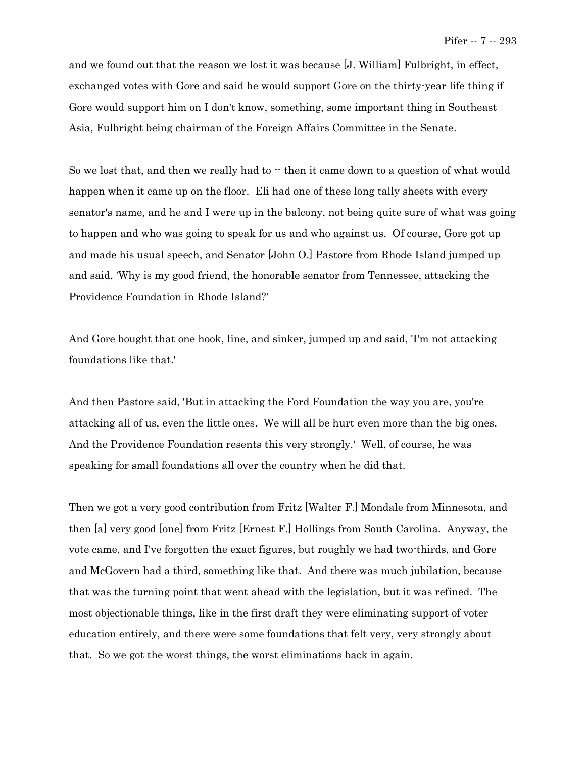and we found out that the reason we lost it was because [J. William] Fulbright, in effect, exchanged votes with Gore and said he would support Gore on the thirty-year life thing if Gore would support him on I don't know, something, some important thing in Southeast Asia, Fulbright being chairman of the Foreign Affairs Committee in the Senate.

So we lost that, and then we really had to -- then it came down to a question of what would happen when it came up on the floor. Eli had one of these long tally sheets with every senator's name, and he and I were up in the balcony, not being quite sure of what was going to happen and who was going to speak for us and who against us. Of course, Gore got up and made his usual speech, and Senator [John O.] Pastore from Rhode Island jumped up and said, 'Why is my good friend, the honorable senator from Tennessee, attacking the Providence Foundation in Rhode Island?'

And Gore bought that one hook, line, and sinker, jumped up and said, 'I'm not attacking foundations like that.'

And then Pastore said, 'But in attacking the Ford Foundation the way you are, you're attacking all of us, even the little ones. We will all be hurt even more than the big ones. And the Providence Foundation resents this very strongly.' Well, of course, he was speaking for small foundations all over the country when he did that.

Then we got a very good contribution from Fritz [Walter F.] Mondale from Minnesota, and then [a] very good [one] from Fritz [Ernest F.] Hollings from South Carolina. Anyway, the vote came, and I've forgotten the exact figures, but roughly we had two-thirds, and Gore and McGovern had a third, something like that. And there was much jubilation, because that was the turning point that went ahead with the legislation, but it was refined. The most objectionable things, like in the first draft they were eliminating support of voter education entirely, and there were some foundations that felt very, very strongly about that. So we got the worst things, the worst eliminations back in again.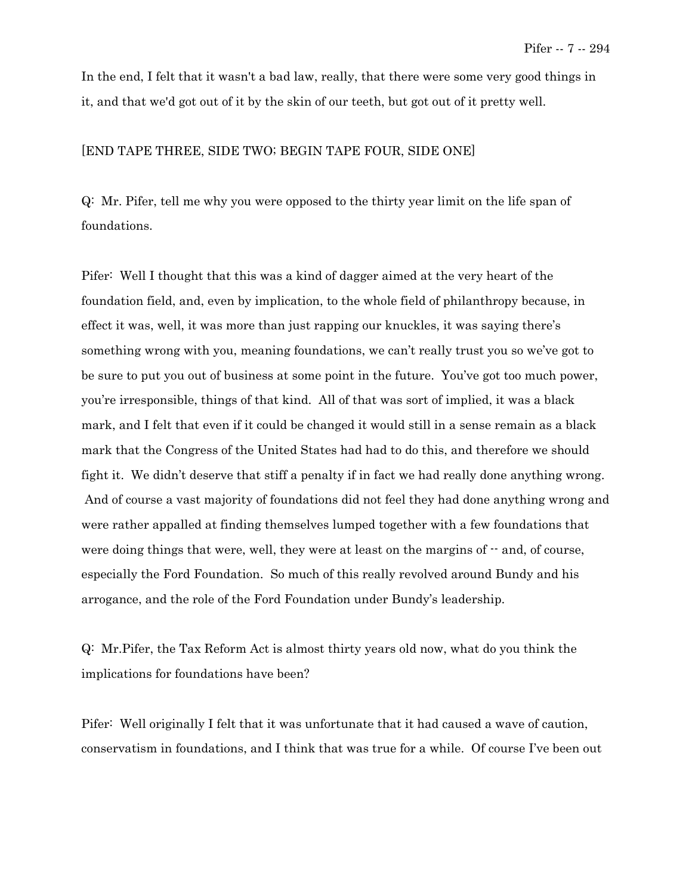In the end, I felt that it wasn't a bad law, really, that there were some very good things in it, and that we'd got out of it by the skin of our teeth, but got out of it pretty well.

[END TAPE THREE, SIDE TWO; BEGIN TAPE FOUR, SIDE ONE]

Q: Mr. Pifer, tell me why you were opposed to the thirty year limit on the life span of foundations.

Pifer: Well I thought that this was a kind of dagger aimed at the very heart of the foundation field, and, even by implication, to the whole field of philanthropy because, in effect it was, well, it was more than just rapping our knuckles, it was saying there's something wrong with you, meaning foundations, we can't really trust you so we've got to be sure to put you out of business at some point in the future. You've got too much power, you're irresponsible, things of that kind. All of that was sort of implied, it was a black mark, and I felt that even if it could be changed it would still in a sense remain as a black mark that the Congress of the United States had had to do this, and therefore we should fight it. We didn't deserve that stiff a penalty if in fact we had really done anything wrong. And of course a vast majority of foundations did not feel they had done anything wrong and were rather appalled at finding themselves lumped together with a few foundations that were doing things that were, well, they were at least on the margins of -- and, of course, especially the Ford Foundation. So much of this really revolved around Bundy and his arrogance, and the role of the Ford Foundation under Bundy's leadership.

Q: Mr.Pifer, the Tax Reform Act is almost thirty years old now, what do you think the implications for foundations have been?

Pifer: Well originally I felt that it was unfortunate that it had caused a wave of caution, conservatism in foundations, and I think that was true for a while. Of course I've been out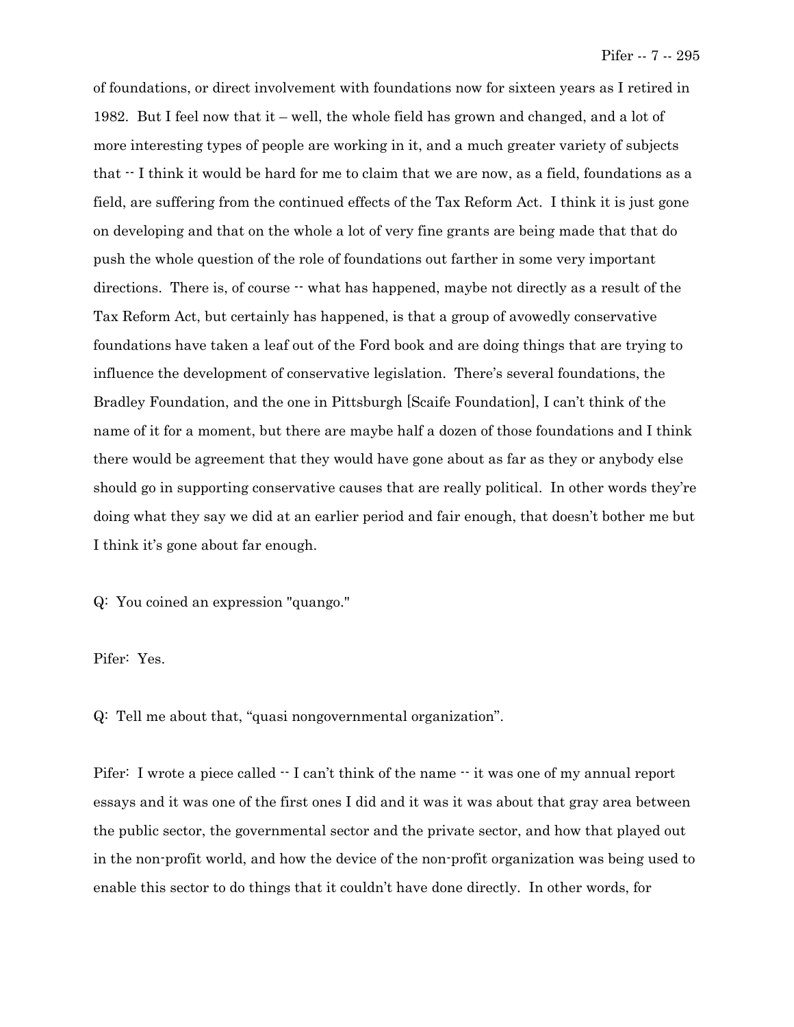of foundations, or direct involvement with foundations now for sixteen years as I retired in 1982. But I feel now that it – well, the whole field has grown and changed, and a lot of more interesting types of people are working in it, and a much greater variety of subjects that -- I think it would be hard for me to claim that we are now, as a field, foundations as a field, are suffering from the continued effects of the Tax Reform Act. I think it is just gone on developing and that on the whole a lot of very fine grants are being made that that do push the whole question of the role of foundations out farther in some very important directions. There is, of course -- what has happened, maybe not directly as a result of the Tax Reform Act, but certainly has happened, is that a group of avowedly conservative foundations have taken a leaf out of the Ford book and are doing things that are trying to influence the development of conservative legislation. There's several foundations, the Bradley Foundation, and the one in Pittsburgh [Scaife Foundation], I can't think of the name of it for a moment, but there are maybe half a dozen of those foundations and I think there would be agreement that they would have gone about as far as they or anybody else should go in supporting conservative causes that are really political. In other words they're doing what they say we did at an earlier period and fair enough, that doesn't bother me but I think it's gone about far enough.

Q: You coined an expression "quango."

Pifer: Yes.

Q: Tell me about that, "quasi nongovernmental organization".

Pifer: I wrote a piece called -- I can't think of the name -- it was one of my annual report essays and it was one of the first ones I did and it was it was about that gray area between the public sector, the governmental sector and the private sector, and how that played out in the non-profit world, and how the device of the non-profit organization was being used to enable this sector to do things that it couldn't have done directly. In other words, for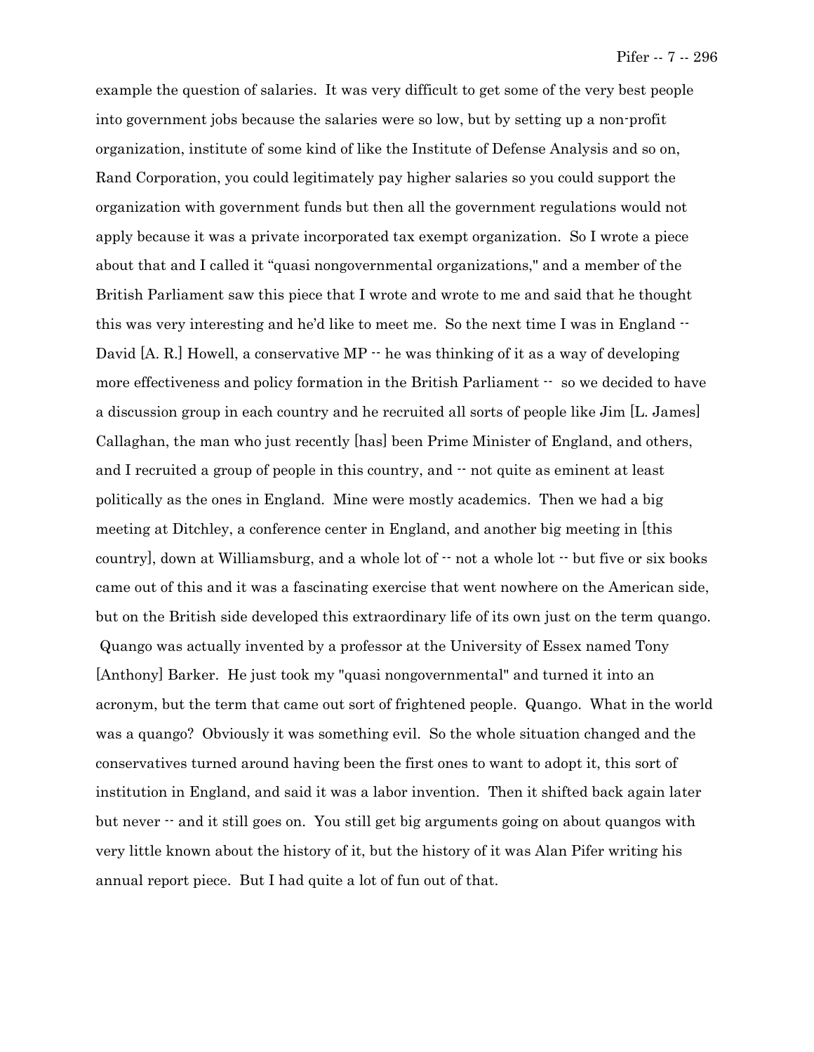example the question of salaries. It was very difficult to get some of the very best people into government jobs because the salaries were so low, but by setting up a non-profit organization, institute of some kind of like the Institute of Defense Analysis and so on, Rand Corporation, you could legitimately pay higher salaries so you could support the organization with government funds but then all the government regulations would not apply because it was a private incorporated tax exempt organization. So I wrote a piece about that and I called it "quasi nongovernmental organizations," and a member of the British Parliament saw this piece that I wrote and wrote to me and said that he thought this was very interesting and he'd like to meet me. So the next time I was in England -- David [A. R.] Howell, a conservative MP -- he was thinking of it as a way of developing more effectiveness and policy formation in the British Parliament -- so we decided to have a discussion group in each country and he recruited all sorts of people like Jim [L. James] Callaghan, the man who just recently [has] been Prime Minister of England, and others, and I recruited a group of people in this country, and -- not quite as eminent at least politically as the ones in England. Mine were mostly academics. Then we had a big meeting at Ditchley, a conference center in England, and another big meeting in [this country], down at Williamsburg, and a whole lot of -- not a whole lot -- but five or six books came out of this and it was a fascinating exercise that went nowhere on the American side, but on the British side developed this extraordinary life of its own just on the term quango. Quango was actually invented by a professor at the University of Essex named Tony [Anthony] Barker. He just took my "quasi nongovernmental" and turned it into an acronym, but the term that came out sort of frightened people. Quango. What in the world was a quango? Obviously it was something evil. So the whole situation changed and the conservatives turned around having been the first ones to want to adopt it, this sort of institution in England, and said it was a labor invention. Then it shifted back again later but never -- and it still goes on. You still get big arguments going on about quangos with very little known about the history of it, but the history of it was Alan Pifer writing his annual report piece. But I had quite a lot of fun out of that.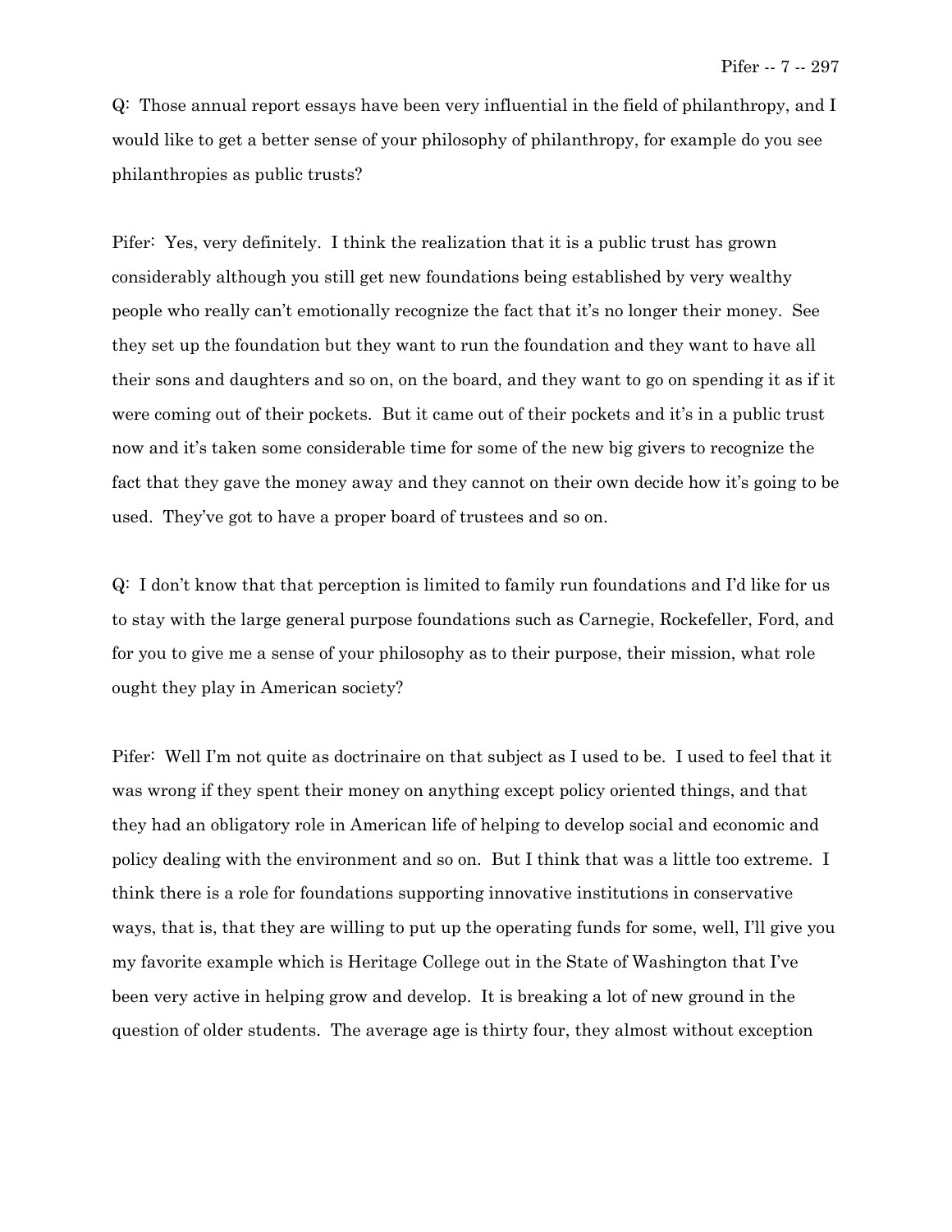Q: Those annual report essays have been very influential in the field of philanthropy, and I would like to get a better sense of your philosophy of philanthropy, for example do you see philanthropies as public trusts?

Pifer: Yes, very definitely. I think the realization that it is a public trust has grown considerably although you still get new foundations being established by very wealthy people who really can't emotionally recognize the fact that it's no longer their money. See they set up the foundation but they want to run the foundation and they want to have all their sons and daughters and so on, on the board, and they want to go on spending it as if it were coming out of their pockets. But it came out of their pockets and it's in a public trust now and it's taken some considerable time for some of the new big givers to recognize the fact that they gave the money away and they cannot on their own decide how it's going to be used. They've got to have a proper board of trustees and so on.

Q: I don't know that that perception is limited to family run foundations and I'd like for us to stay with the large general purpose foundations such as Carnegie, Rockefeller, Ford, and for you to give me a sense of your philosophy as to their purpose, their mission, what role ought they play in American society?

Pifer: Well I'm not quite as doctrinaire on that subject as I used to be. I used to feel that it was wrong if they spent their money on anything except policy oriented things, and that they had an obligatory role in American life of helping to develop social and economic and policy dealing with the environment and so on. But I think that was a little too extreme. I think there is a role for foundations supporting innovative institutions in conservative ways, that is, that they are willing to put up the operating funds for some, well, I'll give you my favorite example which is Heritage College out in the State of Washington that I've been very active in helping grow and develop. It is breaking a lot of new ground in the question of older students. The average age is thirty four, they almost without exception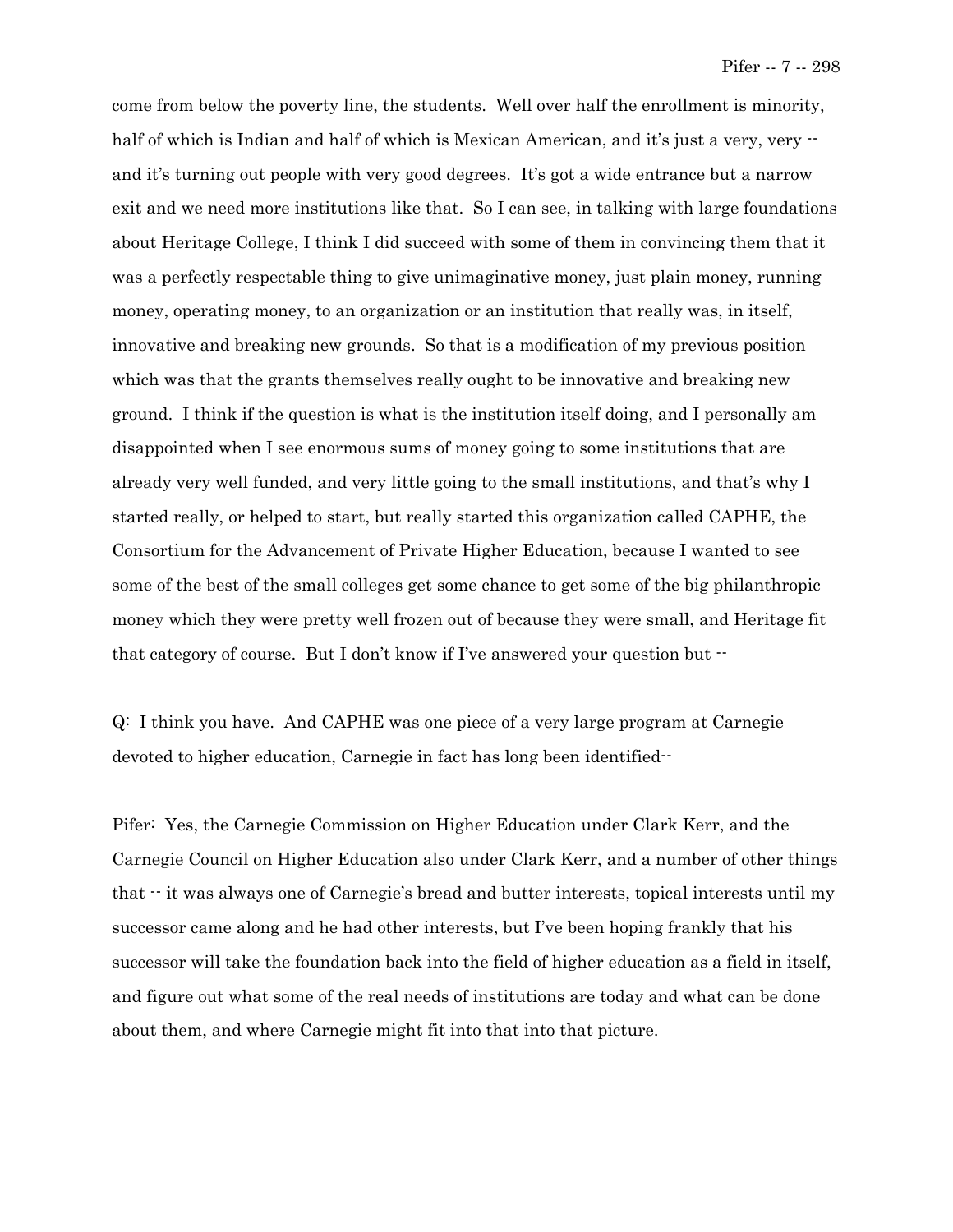come from below the poverty line, the students. Well over half the enrollment is minority, half of which is Indian and half of which is Mexican American, and it's just a very, very -- and it's turning out people with very good degrees. It's got a wide entrance but a narrow exit and we need more institutions like that. So I can see, in talking with large foundations about Heritage College, I think I did succeed with some of them in convincing them that it was a perfectly respectable thing to give unimaginative money, just plain money, running money, operating money, to an organization or an institution that really was, in itself, innovative and breaking new grounds. So that is a modification of my previous position which was that the grants themselves really ought to be innovative and breaking new ground. I think if the question is what is the institution itself doing, and I personally am disappointed when I see enormous sums of money going to some institutions that are already very well funded, and very little going to the small institutions, and that's why I started really, or helped to start, but really started this organization called CAPHE, the Consortium for the Advancement of Private Higher Education, because I wanted to see some of the best of the small colleges get some chance to get some of the big philanthropic money which they were pretty well frozen out of because they were small, and Heritage fit that category of course. But I don't know if I've answered your question but --

Q: I think you have. And CAPHE was one piece of a very large program at Carnegie devoted to higher education, Carnegie in fact has long been identified--

Pifer: Yes, the Carnegie Commission on Higher Education under Clark Kerr, and the Carnegie Council on Higher Education also under Clark Kerr, and a number of other things that -- it was always one of Carnegie's bread and butter interests, topical interests until my successor came along and he had other interests, but I've been hoping frankly that his successor will take the foundation back into the field of higher education as a field in itself, and figure out what some of the real needs of institutions are today and what can be done about them, and where Carnegie might fit into that into that picture.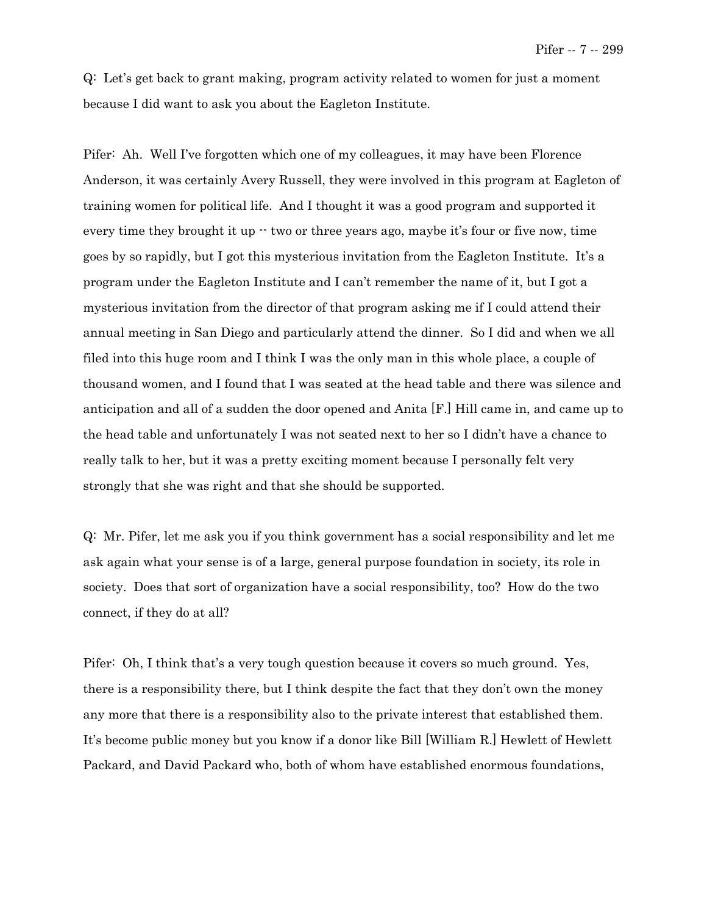Q: Let's get back to grant making, program activity related to women for just a moment because I did want to ask you about the Eagleton Institute.

Pifer: Ah. Well I've forgotten which one of my colleagues, it may have been Florence Anderson, it was certainly Avery Russell, they were involved in this program at Eagleton of training women for political life. And I thought it was a good program and supported it every time they brought it up -- two or three years ago, maybe it's four or five now, time goes by so rapidly, but I got this mysterious invitation from the Eagleton Institute. It's a program under the Eagleton Institute and I can't remember the name of it, but I got a mysterious invitation from the director of that program asking me if I could attend their annual meeting in San Diego and particularly attend the dinner. So I did and when we all filed into this huge room and I think I was the only man in this whole place, a couple of thousand women, and I found that I was seated at the head table and there was silence and anticipation and all of a sudden the door opened and Anita [F.] Hill came in, and came up to the head table and unfortunately I was not seated next to her so I didn't have a chance to really talk to her, but it was a pretty exciting moment because I personally felt very strongly that she was right and that she should be supported.

Q: Mr. Pifer, let me ask you if you think government has a social responsibility and let me ask again what your sense is of a large, general purpose foundation in society, its role in society. Does that sort of organization have a social responsibility, too? How do the two connect, if they do at all?

Pifer: Oh, I think that's a very tough question because it covers so much ground. Yes, there is a responsibility there, but I think despite the fact that they don't own the money any more that there is a responsibility also to the private interest that established them. It's become public money but you know if a donor like Bill [William R.] Hewlett of Hewlett Packard, and David Packard who, both of whom have established enormous foundations,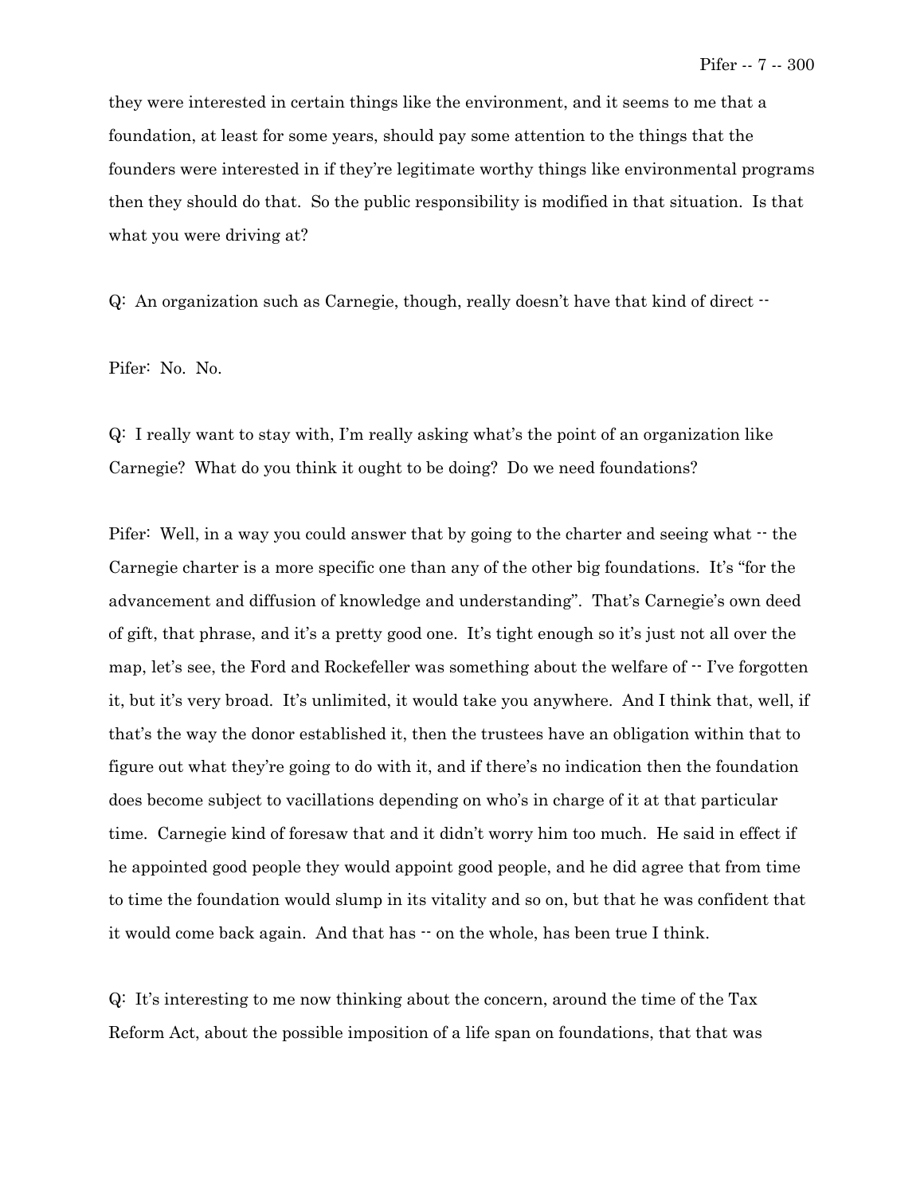they were interested in certain things like the environment, and it seems to me that a foundation, at least for some years, should pay some attention to the things that the founders were interested in if they're legitimate worthy things like environmental programs then they should do that. So the public responsibility is modified in that situation. Is that what you were driving at?

Q: An organization such as Carnegie, though, really doesn't have that kind of direct --

Pifer: No. No.

Q: I really want to stay with, I'm really asking what's the point of an organization like Carnegie? What do you think it ought to be doing? Do we need foundations?

Pifer: Well, in a way you could answer that by going to the charter and seeing what -- the Carnegie charter is a more specific one than any of the other big foundations. It's "for the advancement and diffusion of knowledge and understanding". That's Carnegie's own deed of gift, that phrase, and it's a pretty good one. It's tight enough so it's just not all over the map, let's see, the Ford and Rockefeller was something about the welfare of -- I've forgotten it, but it's very broad. It's unlimited, it would take you anywhere. And I think that, well, if that's the way the donor established it, then the trustees have an obligation within that to figure out what they're going to do with it, and if there's no indication then the foundation does become subject to vacillations depending on who's in charge of it at that particular time. Carnegie kind of foresaw that and it didn't worry him too much. He said in effect if he appointed good people they would appoint good people, and he did agree that from time to time the foundation would slump in its vitality and so on, but that he was confident that it would come back again. And that has -- on the whole, has been true I think.

Q: It's interesting to me now thinking about the concern, around the time of the Tax Reform Act, about the possible imposition of a life span on foundations, that that was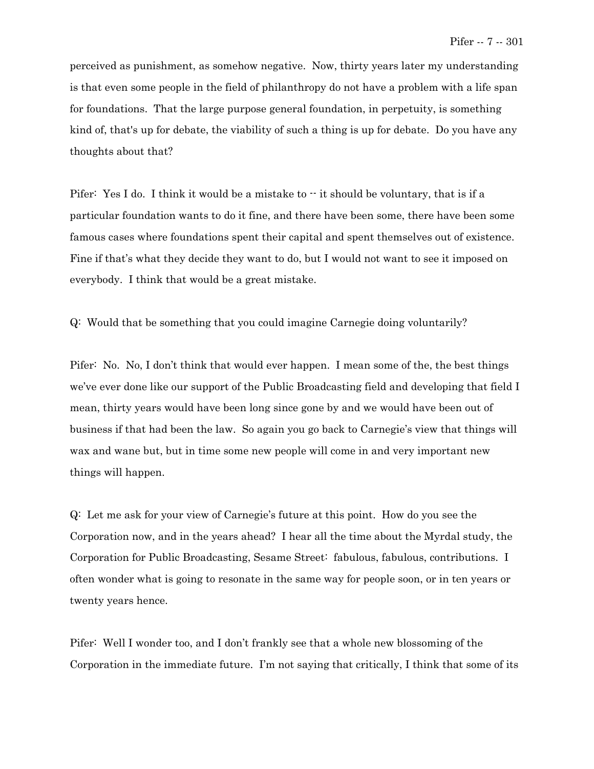perceived as punishment, as somehow negative. Now, thirty years later my understanding is that even some people in the field of philanthropy do not have a problem with a life span for foundations. That the large purpose general foundation, in perpetuity, is something kind of, that's up for debate, the viability of such a thing is up for debate. Do you have any thoughts about that?

Pifer: Yes I do. I think it would be a mistake to -- it should be voluntary, that is if a particular foundation wants to do it fine, and there have been some, there have been some famous cases where foundations spent their capital and spent themselves out of existence. Fine if that's what they decide they want to do, but I would not want to see it imposed on everybody. I think that would be a great mistake.

Q: Would that be something that you could imagine Carnegie doing voluntarily?

Pifer: No. No, I don't think that would ever happen. I mean some of the, the best things we've ever done like our support of the Public Broadcasting field and developing that field I mean, thirty years would have been long since gone by and we would have been out of business if that had been the law. So again you go back to Carnegie's view that things will wax and wane but, but in time some new people will come in and very important new things will happen.

Q: Let me ask for your view of Carnegie's future at this point. How do you see the Corporation now, and in the years ahead? I hear all the time about the Myrdal study, the Corporation for Public Broadcasting, Sesame Street: fabulous, fabulous, contributions. I often wonder what is going to resonate in the same way for people soon, or in ten years or twenty years hence.

Pifer: Well I wonder too, and I don't frankly see that a whole new blossoming of the Corporation in the immediate future. I'm not saying that critically, I think that some of its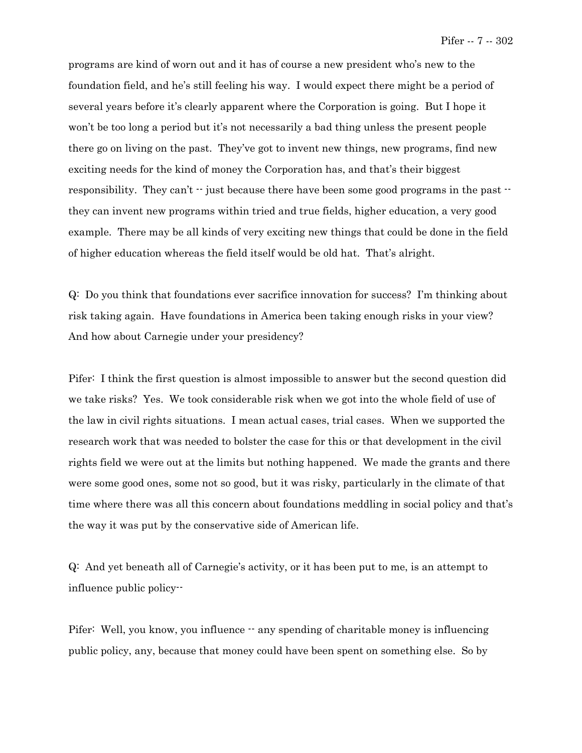programs are kind of worn out and it has of course a new president who's new to the foundation field, and he's still feeling his way. I would expect there might be a period of several years before it's clearly apparent where the Corporation is going. But I hope it won't be too long a period but it's not necessarily a bad thing unless the present people there go on living on the past. They've got to invent new things, new programs, find new exciting needs for the kind of money the Corporation has, and that's their biggest responsibility. They can't -- just because there have been some good programs in the past -- they can invent new programs within tried and true fields, higher education, a very good example. There may be all kinds of very exciting new things that could be done in the field of higher education whereas the field itself would be old hat. That's alright.

Q: Do you think that foundations ever sacrifice innovation for success? I'm thinking about risk taking again. Have foundations in America been taking enough risks in your view? And how about Carnegie under your presidency?

Pifer: I think the first question is almost impossible to answer but the second question did we take risks? Yes. We took considerable risk when we got into the whole field of use of the law in civil rights situations. I mean actual cases, trial cases. When we supported the research work that was needed to bolster the case for this or that development in the civil rights field we were out at the limits but nothing happened. We made the grants and there were some good ones, some not so good, but it was risky, particularly in the climate of that time where there was all this concern about foundations meddling in social policy and that's the way it was put by the conservative side of American life.

Q: And yet beneath all of Carnegie's activity, or it has been put to me, is an attempt to influence public policy--

Pifer: Well, you know, you influence -- any spending of charitable money is influencing public policy, any, because that money could have been spent on something else. So by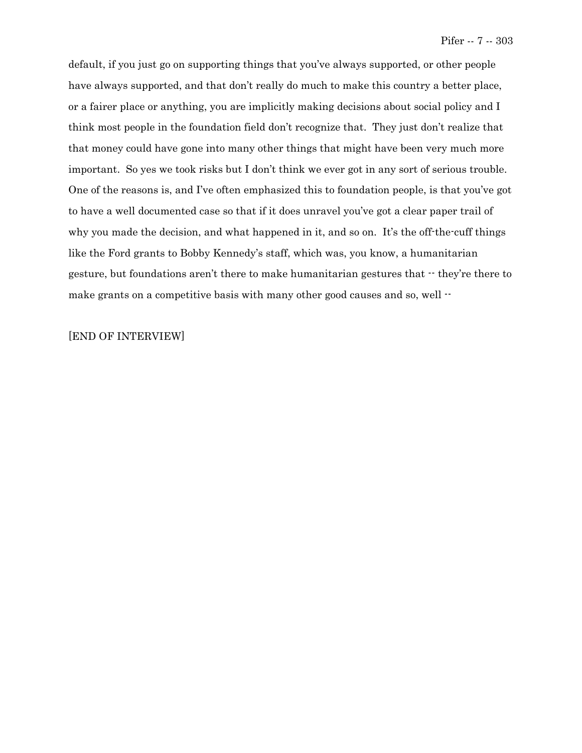default, if you just go on supporting things that you've always supported, or other people have always supported, and that don't really do much to make this country a better place, or a fairer place or anything, you are implicitly making decisions about social policy and I think most people in the foundation field don't recognize that. They just don't realize that that money could have gone into many other things that might have been very much more important. So yes we took risks but I don't think we ever got in any sort of serious trouble. One of the reasons is, and I've often emphasized this to foundation people, is that you've got to have a well documented case so that if it does unravel you've got a clear paper trail of why you made the decision, and what happened in it, and so on. It's the off-the-cuff things like the Ford grants to Bobby Kennedy's staff, which was, you know, a humanitarian gesture, but foundations aren't there to make humanitarian gestures that -- they're there to make grants on a competitive basis with many other good causes and so, well --

[END OF INTERVIEW]